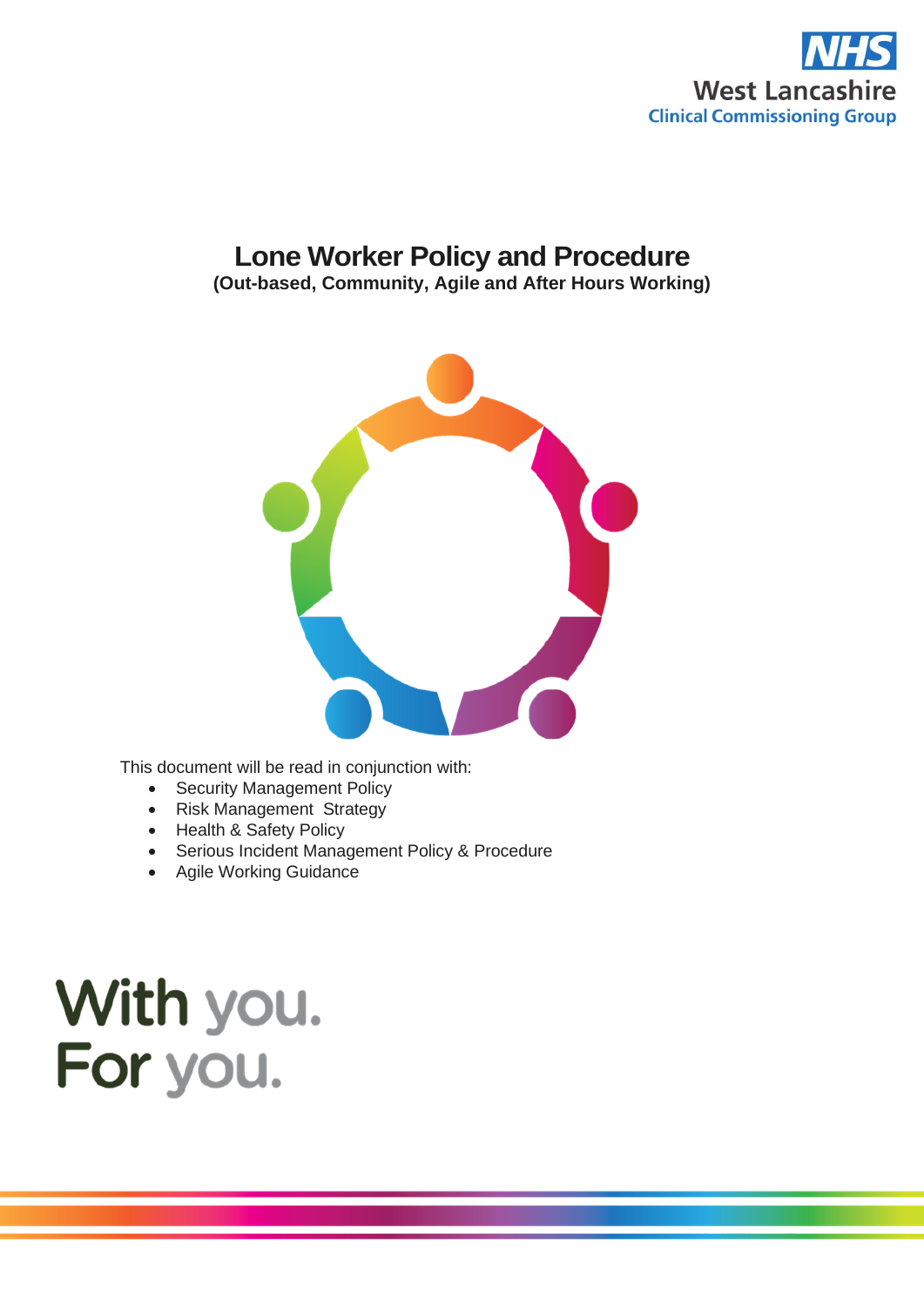NHS
West Lancashire
Clinical Commissioning Group

# Lone Worker Policy and Procedure

**(Out-based, Community, Agile and After Hours Working)**

This document will be read in conjunction with:

- Security Management Policy
- Risk Management Strategy
- Health & Safety Policy
- Serious Incident Management Policy & Procedure
- Agile Working Guidance

With you.
For you.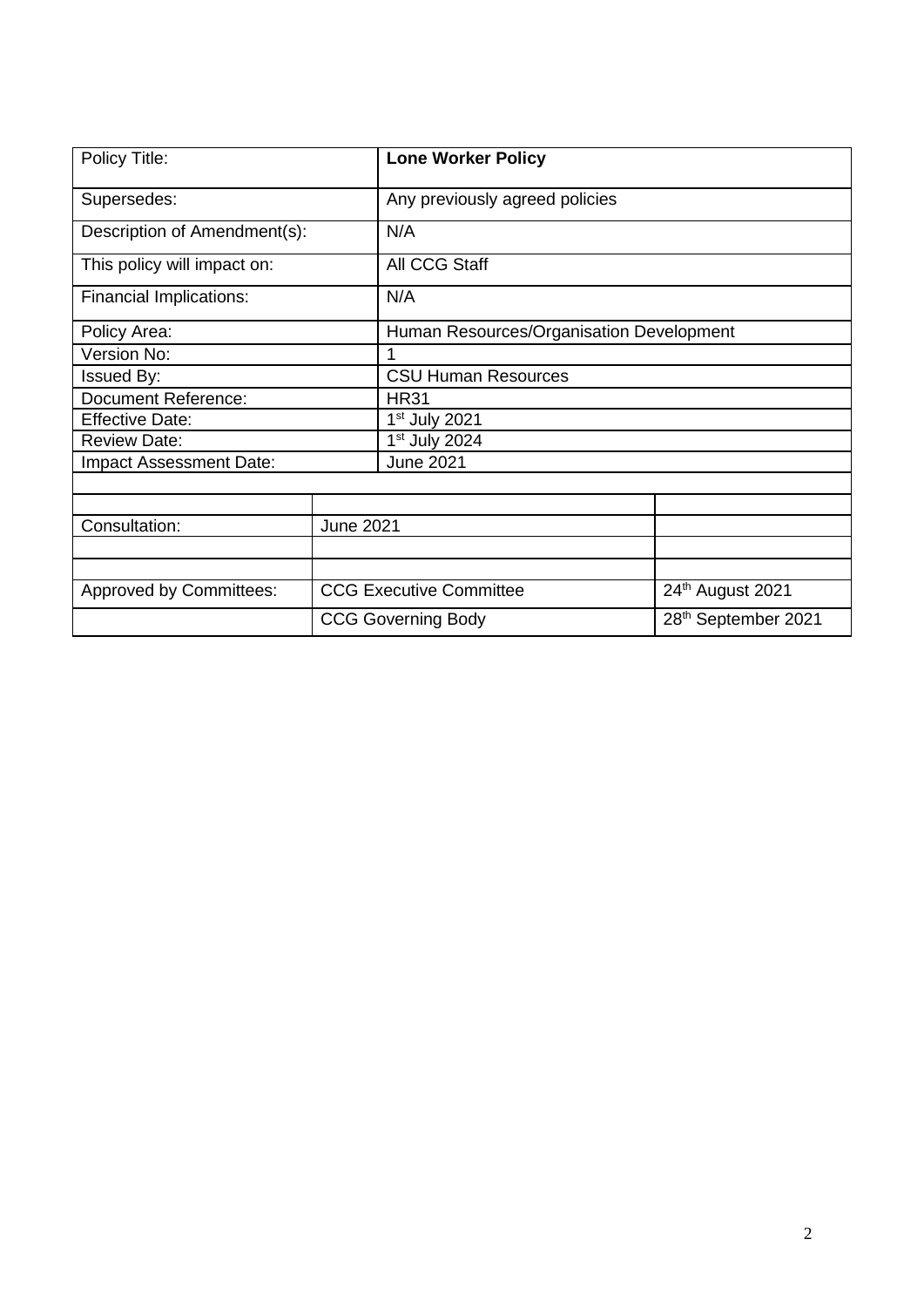| Policy Title: | **Lone Worker Policy** | |
|---|---|---|
| Supersedes: | Any previously agreed policies | |
| Description of Amendment(s): | N/A | |
| This policy will impact on: | All CCG Staff | |
| Financial Implications: | N/A | |
| Policy Area: | Human Resources/Organisation Development | |
| Version No: | 1 | |
| Issued By: | CSU Human Resources | |
| Document Reference: | HR31 | |
| Effective Date: | 1st July 2021 | |
| Review Date: | 1st July 2024 | |
| Impact Assessment Date: | June 2021 | |
| | | |
| | | |
| Consultation: | June 2021 | |
| | | |
| | | |
| Approved by Committees: | CCG Executive Committee | 24th August 2021 |
| | CCG Governing Body | 28th September 2021 |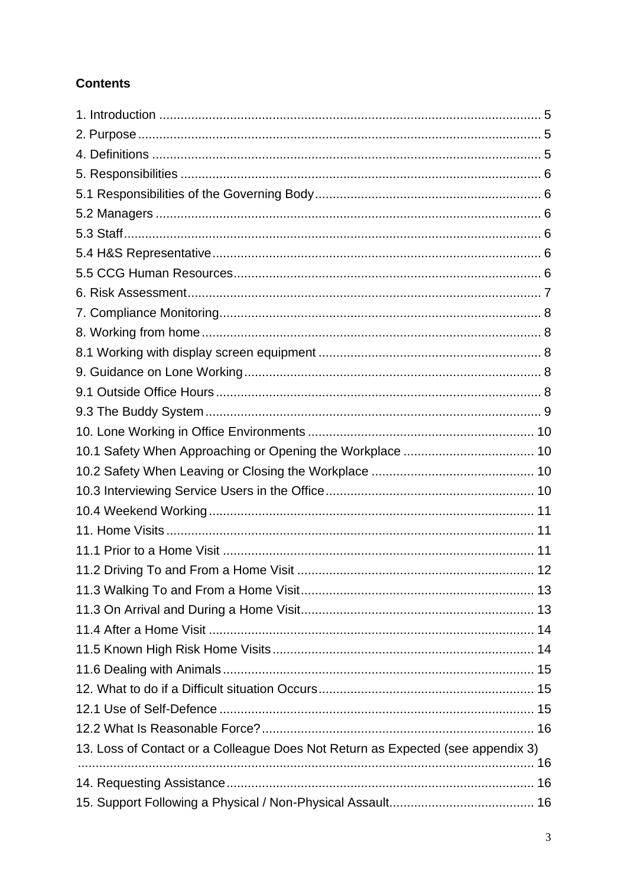**Contents**

1. Introduction ........................................................................................................ 5
2. Purpose ............................................................................................................... 5
4. Definitions .......................................................................................................... 5
5. Responsibilities .................................................................................................. 6
5.1 Responsibilities of the Governing Body .............................................................. 6
5.2 Managers ........................................................................................................... 6
5.3 Staff ................................................................................................................... 6
5.4 H&S Representative ........................................................................................... 6
5.5 CCG Human Resources ..................................................................................... 6
6. Risk Assessment ................................................................................................. 7
7. Compliance Monitoring ........................................................................................ 8
8. Working from home ............................................................................................. 8
8.1 Working with display screen equipment ............................................................. 8
9. Guidance on Lone Working .................................................................................. 8
9.1 Outside Office Hours .......................................................................................... 8
9.3 The Buddy System ............................................................................................. 9
10. Lone Working in Office Environments ............................................................... 10
10.1 Safety When Approaching or Opening the Workplace ..................................... 10
10.2 Safety When Leaving or Closing the Workplace ............................................. 10
10.3 Interviewing Service Users in the Office .......................................................... 10
10.4 Weekend Working ........................................................................................... 11
11. Home Visits ...................................................................................................... 11
11.1 Prior to a Home Visit ....................................................................................... 11
11.2 Driving To and From a Home Visit .................................................................. 12
11.3 Walking To and From a Home Visit ................................................................. 13
11.3 On Arrival and During a Home Visit ................................................................. 13
11.4 After a Home Visit ........................................................................................... 14
11.5 Known High Risk Home Visits .......................................................................... 14
11.6 Dealing with Animals ....................................................................................... 15
12. What to do if a Difficult situation Occurs ............................................................ 15
12.1 Use of Self-Defence ........................................................................................ 15
12.2 What Is Reasonable Force? ............................................................................ 16
13. Loss of Contact or a Colleague Does Not Return as Expected (see appendix 3) ................................................................................................................................ 16
14. Requesting Assistance ...................................................................................... 16
15. Support Following a Physical / Non-Physical Assault ......................................... 16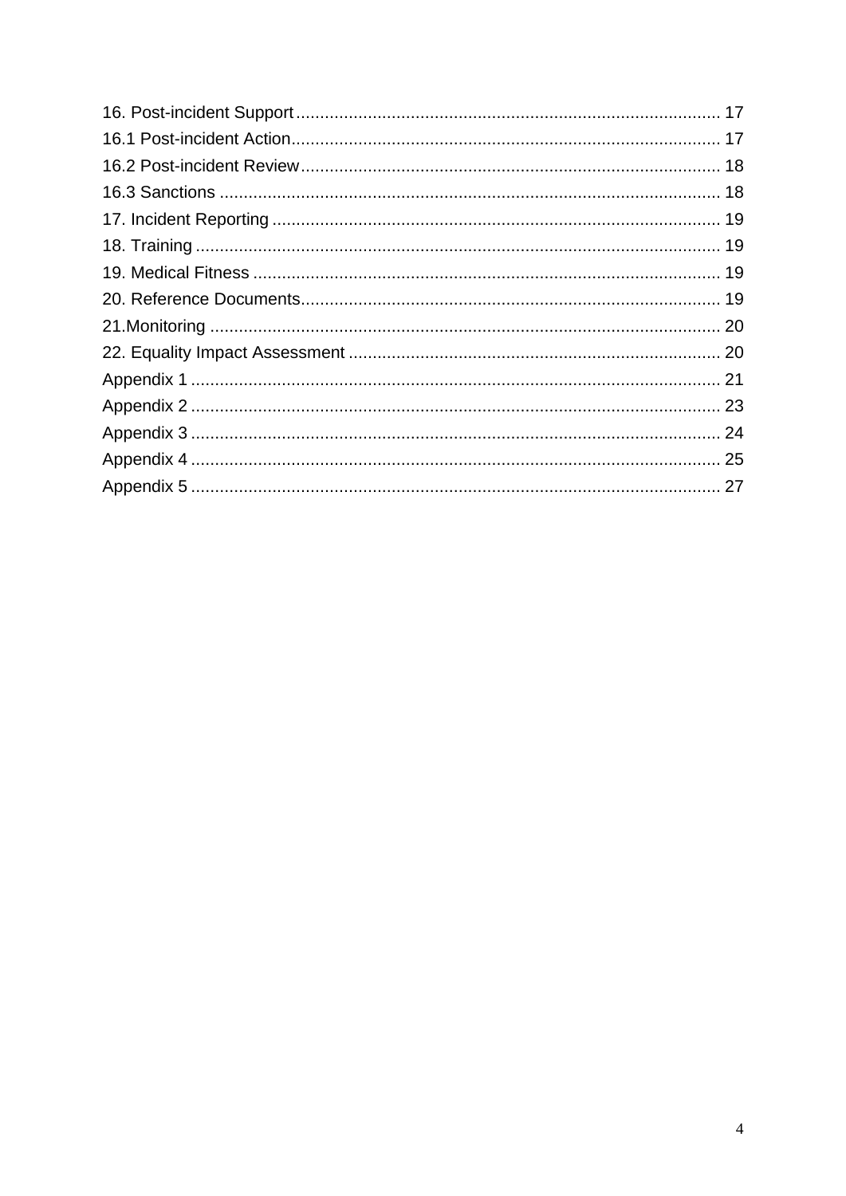16. Post-incident Support ........................................................................................ 17
16.1 Post-incident Action......................................................................................... 17
16.2 Post-incident Review....................................................................................... 18
16.3 Sanctions ........................................................................................................ 18
17. Incident Reporting ............................................................................................. 19
18. Training ............................................................................................................. 19
19. Medical Fitness ................................................................................................. 19
20. Reference Documents....................................................................................... 19
21.Monitoring .......................................................................................................... 20
22. Equality Impact Assessment ............................................................................. 20
Appendix 1 .............................................................................................................. 21
Appendix 2 .............................................................................................................. 23
Appendix 3 .............................................................................................................. 24
Appendix 4 .............................................................................................................. 25
Appendix 5 .............................................................................................................. 27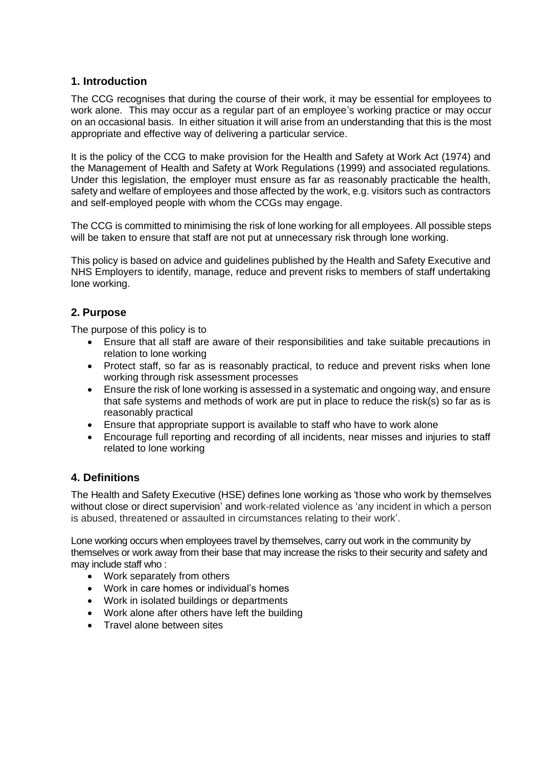## 1. Introduction

The CCG recognises that during the course of their work, it may be essential for employees to work alone. This may occur as a regular part of an employee's working practice or may occur on an occasional basis. In either situation it will arise from an understanding that this is the most appropriate and effective way of delivering a particular service.

It is the policy of the CCG to make provision for the Health and Safety at Work Act (1974) and the Management of Health and Safety at Work Regulations (1999) and associated regulations. Under this legislation, the employer must ensure as far as reasonably practicable the health, safety and welfare of employees and those affected by the work, e.g. visitors such as contractors and self-employed people with whom the CCGs may engage.

The CCG is committed to minimising the risk of lone working for all employees. All possible steps will be taken to ensure that staff are not put at unnecessary risk through lone working.

This policy is based on advice and guidelines published by the Health and Safety Executive and NHS Employers to identify, manage, reduce and prevent risks to members of staff undertaking lone working.

## 2. Purpose

The purpose of this policy is to

- Ensure that all staff are aware of their responsibilities and take suitable precautions in relation to lone working
- Protect staff, so far as is reasonably practical, to reduce and prevent risks when lone working through risk assessment processes
- Ensure the risk of lone working is assessed in a systematic and ongoing way, and ensure that safe systems and methods of work are put in place to reduce the risk(s) so far as is reasonably practical
- Ensure that appropriate support is available to staff who have to work alone
- Encourage full reporting and recording of all incidents, near misses and injuries to staff related to lone working

## 4. Definitions

The Health and Safety Executive (HSE) defines lone working as 'those who work by themselves without close or direct supervision' and work-related violence as 'any incident in which a person is abused, threatened or assaulted in circumstances relating to their work'.

Lone working occurs when employees travel by themselves, carry out work in the community by themselves or work away from their base that may increase the risks to their security and safety and may include staff who :

- Work separately from others
- Work in care homes or individual's homes
- Work in isolated buildings or departments
- Work alone after others have left the building
- Travel alone between sites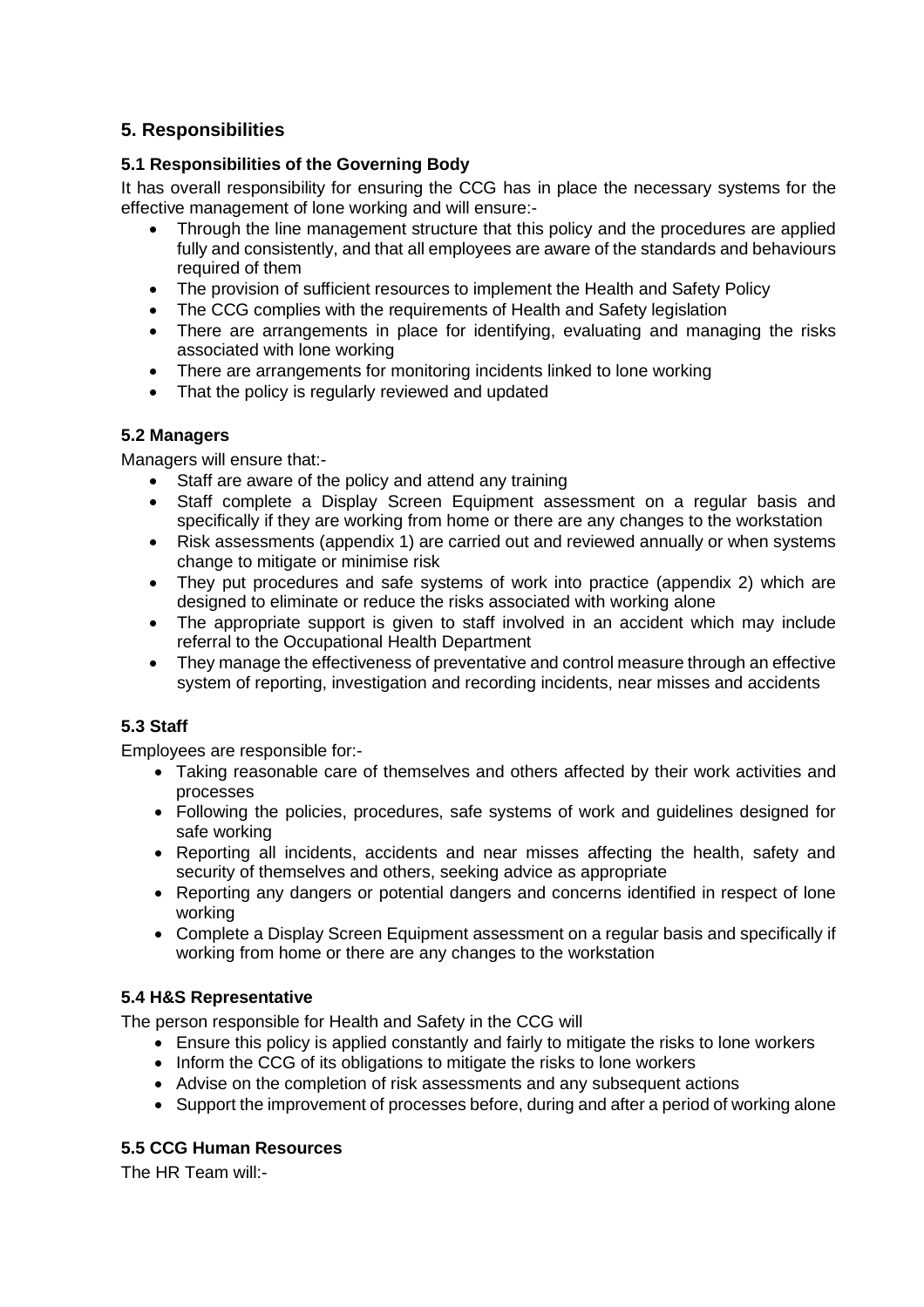## 5. Responsibilities

### 5.1 Responsibilities of the Governing Body

It has overall responsibility for ensuring the CCG has in place the necessary systems for the effective management of lone working and will ensure:-

- Through the line management structure that this policy and the procedures are applied fully and consistently, and that all employees are aware of the standards and behaviours required of them
- The provision of sufficient resources to implement the Health and Safety Policy
- The CCG complies with the requirements of Health and Safety legislation
- There are arrangements in place for identifying, evaluating and managing the risks associated with lone working
- There are arrangements for monitoring incidents linked to lone working
- That the policy is regularly reviewed and updated

### 5.2 Managers

Managers will ensure that:-

- Staff are aware of the policy and attend any training
- Staff complete a Display Screen Equipment assessment on a regular basis and specifically if they are working from home or there are any changes to the workstation
- Risk assessments (appendix 1) are carried out and reviewed annually or when systems change to mitigate or minimise risk
- They put procedures and safe systems of work into practice (appendix 2) which are designed to eliminate or reduce the risks associated with working alone
- The appropriate support is given to staff involved in an accident which may include referral to the Occupational Health Department
- They manage the effectiveness of preventative and control measure through an effective system of reporting, investigation and recording incidents, near misses and accidents

### 5.3 Staff

Employees are responsible for:-

- Taking reasonable care of themselves and others affected by their work activities and processes
- Following the policies, procedures, safe systems of work and guidelines designed for safe working
- Reporting all incidents, accidents and near misses affecting the health, safety and security of themselves and others, seeking advice as appropriate
- Reporting any dangers or potential dangers and concerns identified in respect of lone working
- Complete a Display Screen Equipment assessment on a regular basis and specifically if working from home or there are any changes to the workstation

### 5.4 H&S Representative

The person responsible for Health and Safety in the CCG will

- Ensure this policy is applied constantly and fairly to mitigate the risks to lone workers
- Inform the CCG of its obligations to mitigate the risks to lone workers
- Advise on the completion of risk assessments and any subsequent actions
- Support the improvement of processes before, during and after a period of working alone

### 5.5 CCG Human Resources

The HR Team will:-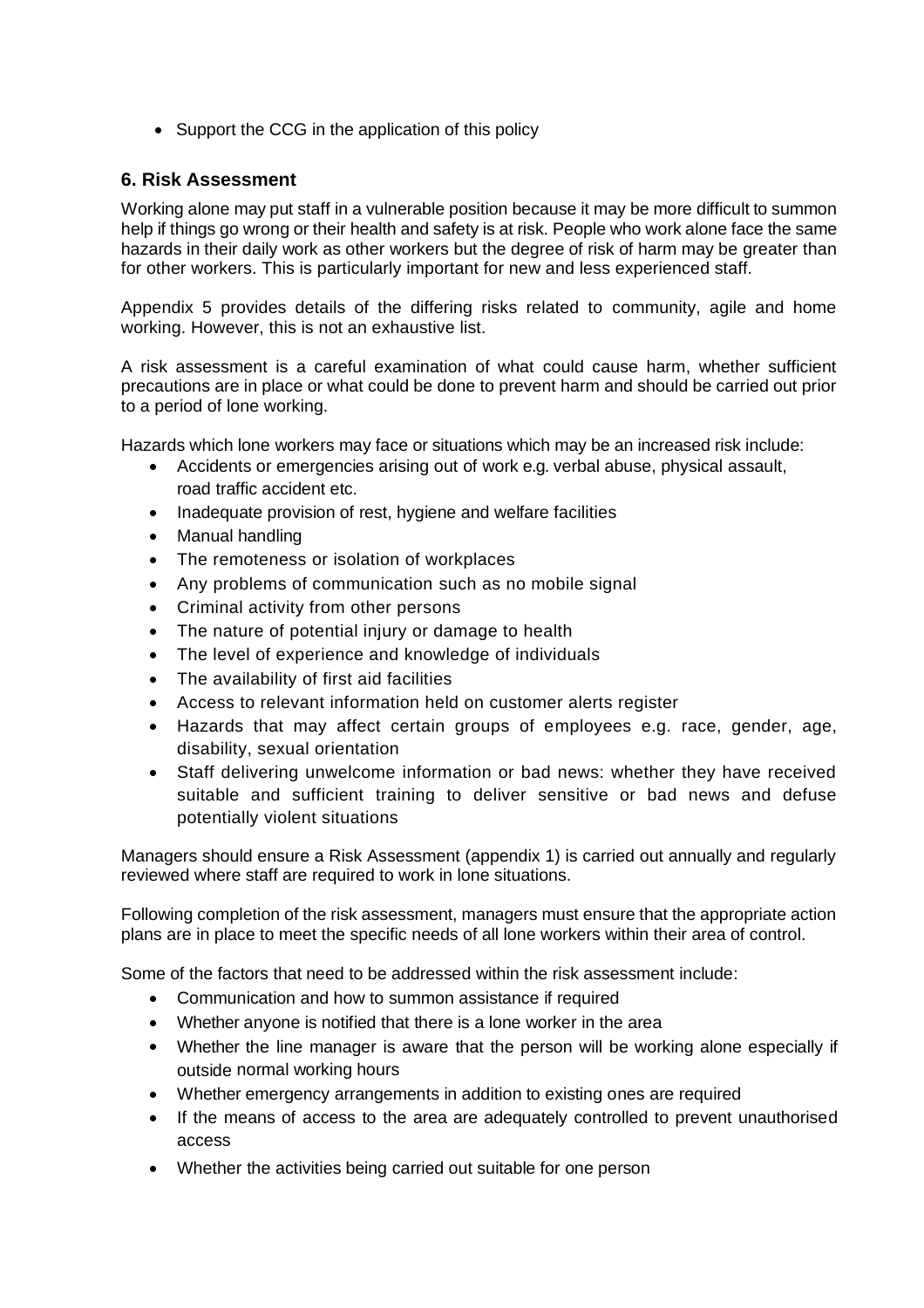- Support the CCG in the application of this policy

## 6. Risk Assessment

Working alone may put staff in a vulnerable position because it may be more difficult to summon help if things go wrong or their health and safety is at risk. People who work alone face the same hazards in their daily work as other workers but the degree of risk of harm may be greater than for other workers. This is particularly important for new and less experienced staff.

Appendix 5 provides details of the differing risks related to community, agile and home working. However, this is not an exhaustive list.

A risk assessment is a careful examination of what could cause harm, whether sufficient precautions are in place or what could be done to prevent harm and should be carried out prior to a period of lone working.

Hazards which lone workers may face or situations which may be an increased risk include:

- Accidents or emergencies arising out of work e.g. verbal abuse, physical assault, road traffic accident etc.
- Inadequate provision of rest, hygiene and welfare facilities
- Manual handling
- The remoteness or isolation of workplaces
- Any problems of communication such as no mobile signal
- Criminal activity from other persons
- The nature of potential injury or damage to health
- The level of experience and knowledge of individuals
- The availability of first aid facilities
- Access to relevant information held on customer alerts register
- Hazards that may affect certain groups of employees e.g. race, gender, age, disability, sexual orientation
- Staff delivering unwelcome information or bad news: whether they have received suitable and sufficient training to deliver sensitive or bad news and defuse potentially violent situations

Managers should ensure a Risk Assessment (appendix 1) is carried out annually and regularly reviewed where staff are required to work in lone situations.

Following completion of the risk assessment, managers must ensure that the appropriate action plans are in place to meet the specific needs of all lone workers within their area of control.

Some of the factors that need to be addressed within the risk assessment include:

- Communication and how to summon assistance if required
- Whether anyone is notified that there is a lone worker in the area
- Whether the line manager is aware that the person will be working alone especially if outside normal working hours
- Whether emergency arrangements in addition to existing ones are required
- If the means of access to the area are adequately controlled to prevent unauthorised access
- Whether the activities being carried out suitable for one person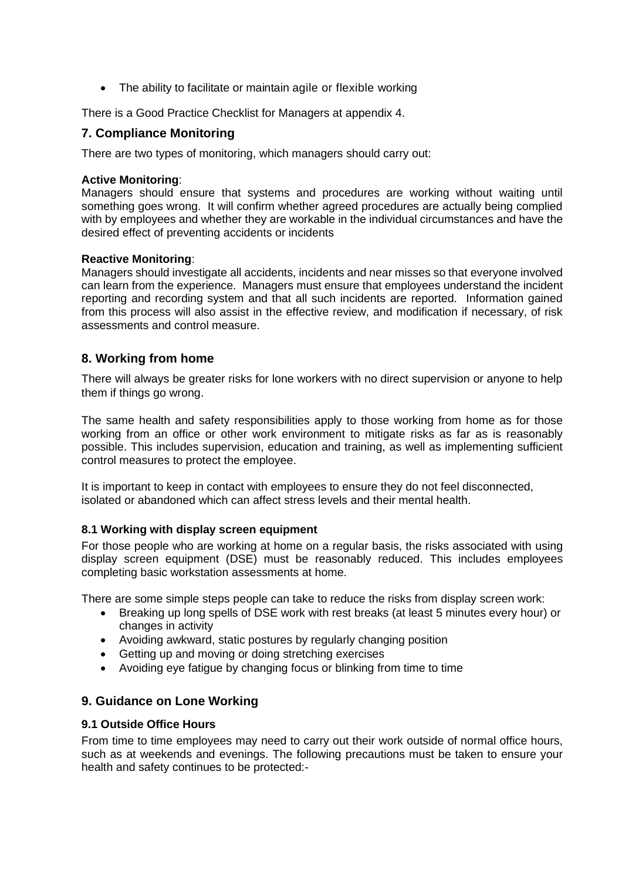- The ability to facilitate or maintain agile or flexible working

There is a Good Practice Checklist for Managers at appendix 4.

## 7. Compliance Monitoring

There are two types of monitoring, which managers should carry out:

**Active Monitoring**:
Managers should ensure that systems and procedures are working without waiting until something goes wrong. It will confirm whether agreed procedures are actually being complied with by employees and whether they are workable in the individual circumstances and have the desired effect of preventing accidents or incidents

**Reactive Monitoring**:
Managers should investigate all accidents, incidents and near misses so that everyone involved can learn from the experience. Managers must ensure that employees understand the incident reporting and recording system and that all such incidents are reported. Information gained from this process will also assist in the effective review, and modification if necessary, of risk assessments and control measure.

## 8. Working from home

There will always be greater risks for lone workers with no direct supervision or anyone to help them if things go wrong.

The same health and safety responsibilities apply to those working from home as for those working from an office or other work environment to mitigate risks as far as is reasonably possible. This includes supervision, education and training, as well as implementing sufficient control measures to protect the employee.

It is important to keep in contact with employees to ensure they do not feel disconnected, isolated or abandoned which can affect stress levels and their mental health.

### 8.1 Working with display screen equipment

For those people who are working at home on a regular basis, the risks associated with using display screen equipment (DSE) must be reasonably reduced. This includes employees completing basic workstation assessments at home.

There are some simple steps people can take to reduce the risks from display screen work:

- Breaking up long spells of DSE work with rest breaks (at least 5 minutes every hour) or changes in activity
- Avoiding awkward, static postures by regularly changing position
- Getting up and moving or doing stretching exercises
- Avoiding eye fatigue by changing focus or blinking from time to time

## 9. Guidance on Lone Working

### 9.1 Outside Office Hours

From time to time employees may need to carry out their work outside of normal office hours, such as at weekends and evenings. The following precautions must be taken to ensure your health and safety continues to be protected:-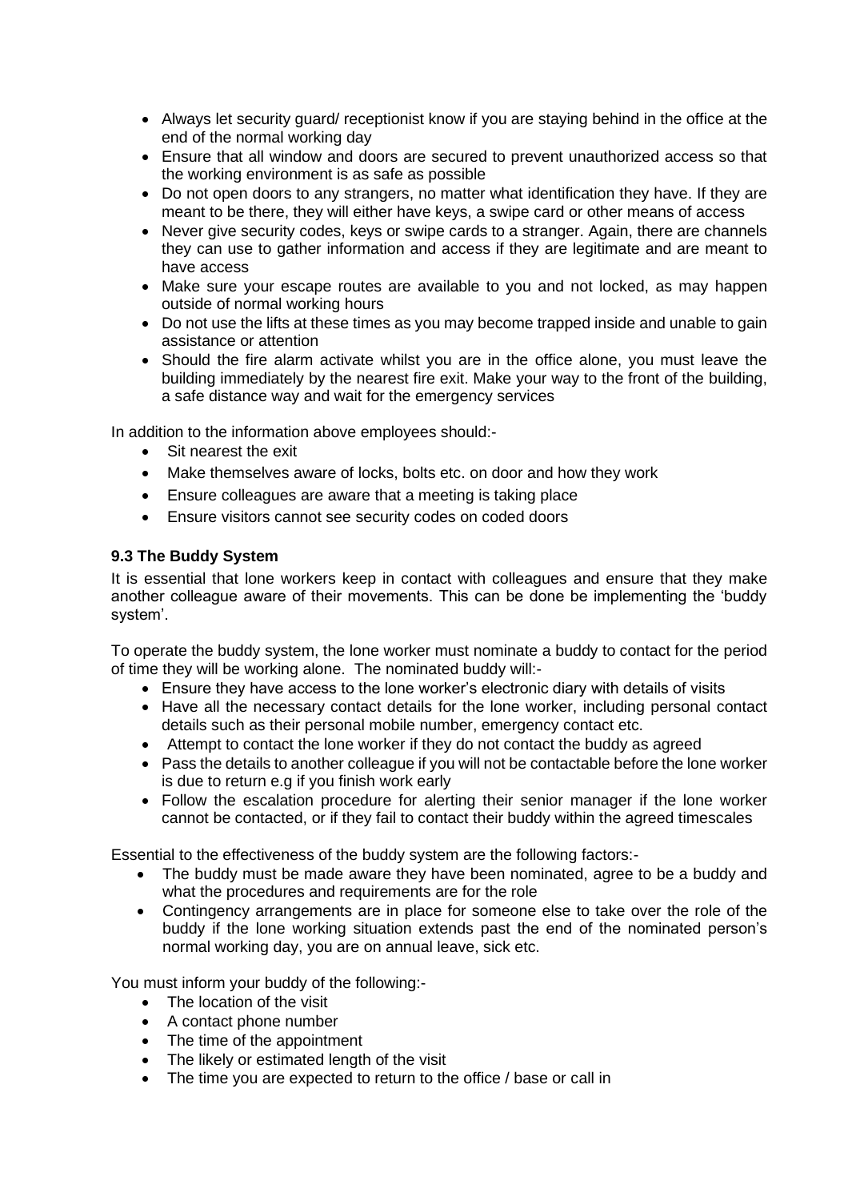- Always let security guard/ receptionist know if you are staying behind in the office at the end of the normal working day
- Ensure that all window and doors are secured to prevent unauthorized access so that the working environment is as safe as possible
- Do not open doors to any strangers, no matter what identification they have. If they are meant to be there, they will either have keys, a swipe card or other means of access
- Never give security codes, keys or swipe cards to a stranger. Again, there are channels they can use to gather information and access if they are legitimate and are meant to have access
- Make sure your escape routes are available to you and not locked, as may happen outside of normal working hours
- Do not use the lifts at these times as you may become trapped inside and unable to gain assistance or attention
- Should the fire alarm activate whilst you are in the office alone, you must leave the building immediately by the nearest fire exit. Make your way to the front of the building, a safe distance way and wait for the emergency services

In addition to the information above employees should:-

- Sit nearest the exit
- Make themselves aware of locks, bolts etc. on door and how they work
- Ensure colleagues are aware that a meeting is taking place
- Ensure visitors cannot see security codes on coded doors

**9.3 The Buddy System**

It is essential that lone workers keep in contact with colleagues and ensure that they make another colleague aware of their movements. This can be done be implementing the 'buddy system'.

To operate the buddy system, the lone worker must nominate a buddy to contact for the period of time they will be working alone. The nominated buddy will:-

- Ensure they have access to the lone worker's electronic diary with details of visits
- Have all the necessary contact details for the lone worker, including personal contact details such as their personal mobile number, emergency contact etc.
- Attempt to contact the lone worker if they do not contact the buddy as agreed
- Pass the details to another colleague if you will not be contactable before the lone worker is due to return e.g if you finish work early
- Follow the escalation procedure for alerting their senior manager if the lone worker cannot be contacted, or if they fail to contact their buddy within the agreed timescales

Essential to the effectiveness of the buddy system are the following factors:-

- The buddy must be made aware they have been nominated, agree to be a buddy and what the procedures and requirements are for the role
- Contingency arrangements are in place for someone else to take over the role of the buddy if the lone working situation extends past the end of the nominated person's normal working day, you are on annual leave, sick etc.

You must inform your buddy of the following:-

- The location of the visit
- A contact phone number
- The time of the appointment
- The likely or estimated length of the visit
- The time you are expected to return to the office / base or call in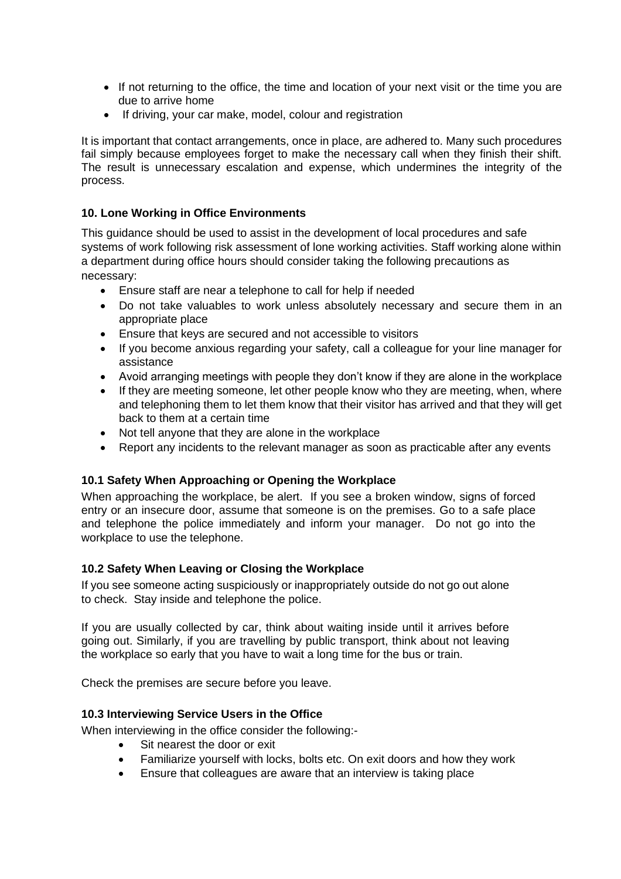- If not returning to the office, the time and location of your next visit or the time you are due to arrive home
- If driving, your car make, model, colour and registration

It is important that contact arrangements, once in place, are adhered to. Many such procedures fail simply because employees forget to make the necessary call when they finish their shift. The result is unnecessary escalation and expense, which undermines the integrity of the process.

### 10. Lone Working in Office Environments

This guidance should be used to assist in the development of local procedures and safe systems of work following risk assessment of lone working activities. Staff working alone within a department during office hours should consider taking the following precautions as necessary:

- Ensure staff are near a telephone to call for help if needed
- Do not take valuables to work unless absolutely necessary and secure them in an appropriate place
- Ensure that keys are secured and not accessible to visitors
- If you become anxious regarding your safety, call a colleague for your line manager for assistance
- Avoid arranging meetings with people they don't know if they are alone in the workplace
- If they are meeting someone, let other people know who they are meeting, when, where and telephoning them to let them know that their visitor has arrived and that they will get back to them at a certain time
- Not tell anyone that they are alone in the workplace
- Report any incidents to the relevant manager as soon as practicable after any events

#### 10.1 Safety When Approaching or Opening the Workplace

When approaching the workplace, be alert. If you see a broken window, signs of forced entry or an insecure door, assume that someone is on the premises. Go to a safe place and telephone the police immediately and inform your manager. Do not go into the workplace to use the telephone.

#### 10.2 Safety When Leaving or Closing the Workplace

If you see someone acting suspiciously or inappropriately outside do not go out alone to check. Stay inside and telephone the police.

If you are usually collected by car, think about waiting inside until it arrives before going out. Similarly, if you are travelling by public transport, think about not leaving the workplace so early that you have to wait a long time for the bus or train.

Check the premises are secure before you leave.

#### 10.3 Interviewing Service Users in the Office

When interviewing in the office consider the following:-

- Sit nearest the door or exit
- Familiarize yourself with locks, bolts etc. On exit doors and how they work
- Ensure that colleagues are aware that an interview is taking place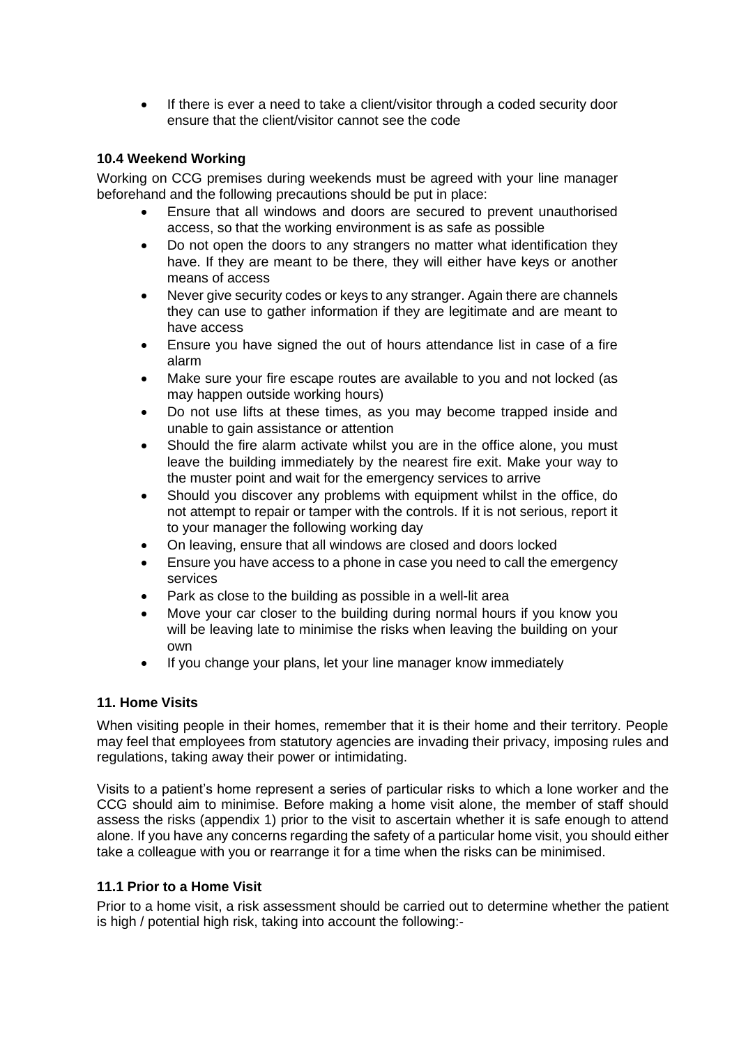- If there is ever a need to take a client/visitor through a coded security door ensure that the client/visitor cannot see the code

### 10.4 Weekend Working

Working on CCG premises during weekends must be agreed with your line manager beforehand and the following precautions should be put in place:

- Ensure that all windows and doors are secured to prevent unauthorised access, so that the working environment is as safe as possible
- Do not open the doors to any strangers no matter what identification they have. If they are meant to be there, they will either have keys or another means of access
- Never give security codes or keys to any stranger. Again there are channels they can use to gather information if they are legitimate and are meant to have access
- Ensure you have signed the out of hours attendance list in case of a fire alarm
- Make sure your fire escape routes are available to you and not locked (as may happen outside working hours)
- Do not use lifts at these times, as you may become trapped inside and unable to gain assistance or attention
- Should the fire alarm activate whilst you are in the office alone, you must leave the building immediately by the nearest fire exit. Make your way to the muster point and wait for the emergency services to arrive
- Should you discover any problems with equipment whilst in the office, do not attempt to repair or tamper with the controls. If it is not serious, report it to your manager the following working day
- On leaving, ensure that all windows are closed and doors locked
- Ensure you have access to a phone in case you need to call the emergency services
- Park as close to the building as possible in a well-lit area
- Move your car closer to the building during normal hours if you know you will be leaving late to minimise the risks when leaving the building on your own
- If you change your plans, let your line manager know immediately

## 11. Home Visits

When visiting people in their homes, remember that it is their home and their territory. People may feel that employees from statutory agencies are invading their privacy, imposing rules and regulations, taking away their power or intimidating.

Visits to a patient's home represent a series of particular risks to which a lone worker and the CCG should aim to minimise. Before making a home visit alone, the member of staff should assess the risks (appendix 1) prior to the visit to ascertain whether it is safe enough to attend alone. If you have any concerns regarding the safety of a particular home visit, you should either take a colleague with you or rearrange it for a time when the risks can be minimised.

### 11.1 Prior to a Home Visit

Prior to a home visit, a risk assessment should be carried out to determine whether the patient is high / potential high risk, taking into account the following:-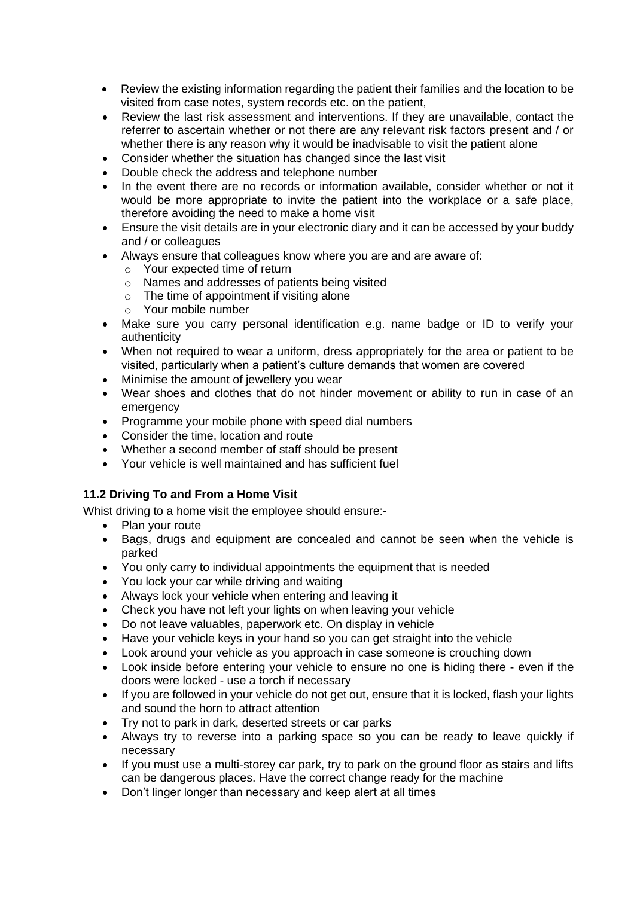- Review the existing information regarding the patient their families and the location to be visited from case notes, system records etc. on the patient,
- Review the last risk assessment and interventions. If they are unavailable, contact the referrer to ascertain whether or not there are any relevant risk factors present and / or whether there is any reason why it would be inadvisable to visit the patient alone
- Consider whether the situation has changed since the last visit
- Double check the address and telephone number
- In the event there are no records or information available, consider whether or not it would be more appropriate to invite the patient into the workplace or a safe place, therefore avoiding the need to make a home visit
- Ensure the visit details are in your electronic diary and it can be accessed by your buddy and / or colleagues
- Always ensure that colleagues know where you are and are aware of:
  - Your expected time of return
  - Names and addresses of patients being visited
  - The time of appointment if visiting alone
  - Your mobile number
- Make sure you carry personal identification e.g. name badge or ID to verify your authenticity
- When not required to wear a uniform, dress appropriately for the area or patient to be visited, particularly when a patient's culture demands that women are covered
- Minimise the amount of jewellery you wear
- Wear shoes and clothes that do not hinder movement or ability to run in case of an emergency
- Programme your mobile phone with speed dial numbers
- Consider the time, location and route
- Whether a second member of staff should be present
- Your vehicle is well maintained and has sufficient fuel

### 11.2 Driving To and From a Home Visit

Whist driving to a home visit the employee should ensure:-

- Plan your route
- Bags, drugs and equipment are concealed and cannot be seen when the vehicle is parked
- You only carry to individual appointments the equipment that is needed
- You lock your car while driving and waiting
- Always lock your vehicle when entering and leaving it
- Check you have not left your lights on when leaving your vehicle
- Do not leave valuables, paperwork etc. On display in vehicle
- Have your vehicle keys in your hand so you can get straight into the vehicle
- Look around your vehicle as you approach in case someone is crouching down
- Look inside before entering your vehicle to ensure no one is hiding there - even if the doors were locked - use a torch if necessary
- If you are followed in your vehicle do not get out, ensure that it is locked, flash your lights and sound the horn to attract attention
- Try not to park in dark, deserted streets or car parks
- Always try to reverse into a parking space so you can be ready to leave quickly if necessary
- If you must use a multi-storey car park, try to park on the ground floor as stairs and lifts can be dangerous places. Have the correct change ready for the machine
- Don't linger longer than necessary and keep alert at all times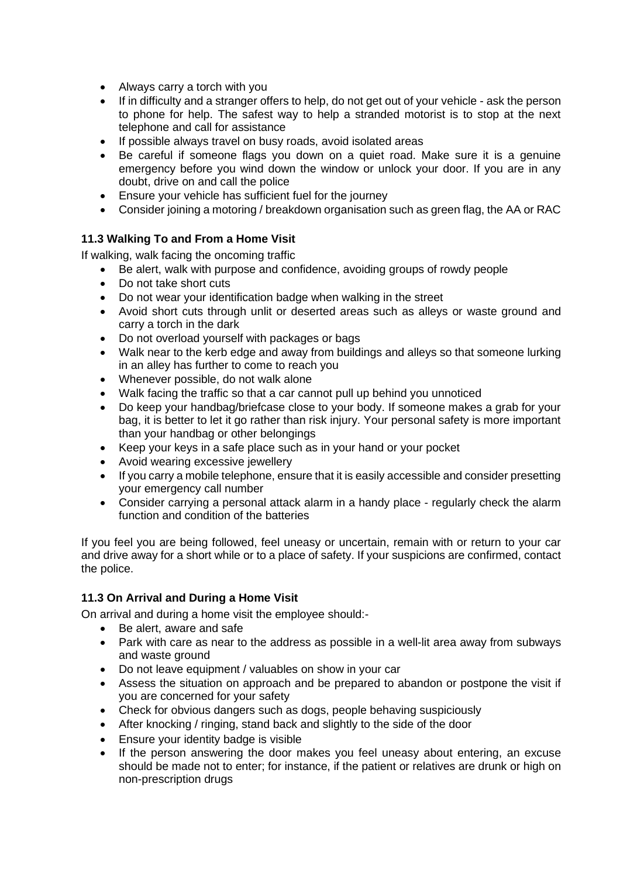- Always carry a torch with you
- If in difficulty and a stranger offers to help, do not get out of your vehicle - ask the person to phone for help. The safest way to help a stranded motorist is to stop at the next telephone and call for assistance
- If possible always travel on busy roads, avoid isolated areas
- Be careful if someone flags you down on a quiet road. Make sure it is a genuine emergency before you wind down the window or unlock your door. If you are in any doubt, drive on and call the police
- Ensure your vehicle has sufficient fuel for the journey
- Consider joining a motoring / breakdown organisation such as green flag, the AA or RAC

### 11.3 Walking To and From a Home Visit

If walking, walk facing the oncoming traffic

- Be alert, walk with purpose and confidence, avoiding groups of rowdy people
- Do not take short cuts
- Do not wear your identification badge when walking in the street
- Avoid short cuts through unlit or deserted areas such as alleys or waste ground and carry a torch in the dark
- Do not overload yourself with packages or bags
- Walk near to the kerb edge and away from buildings and alleys so that someone lurking in an alley has further to come to reach you
- Whenever possible, do not walk alone
- Walk facing the traffic so that a car cannot pull up behind you unnoticed
- Do keep your handbag/briefcase close to your body. If someone makes a grab for your bag, it is better to let it go rather than risk injury. Your personal safety is more important than your handbag or other belongings
- Keep your keys in a safe place such as in your hand or your pocket
- Avoid wearing excessive jewellery
- If you carry a mobile telephone, ensure that it is easily accessible and consider presetting your emergency call number
- Consider carrying a personal attack alarm in a handy place - regularly check the alarm function and condition of the batteries

If you feel you are being followed, feel uneasy or uncertain, remain with or return to your car and drive away for a short while or to a place of safety. If your suspicions are confirmed, contact the police.

### 11.3 On Arrival and During a Home Visit

On arrival and during a home visit the employee should:-

- Be alert, aware and safe
- Park with care as near to the address as possible in a well-lit area away from subways and waste ground
- Do not leave equipment / valuables on show in your car
- Assess the situation on approach and be prepared to abandon or postpone the visit if you are concerned for your safety
- Check for obvious dangers such as dogs, people behaving suspiciously
- After knocking / ringing, stand back and slightly to the side of the door
- Ensure your identity badge is visible
- If the person answering the door makes you feel uneasy about entering, an excuse should be made not to enter; for instance, if the patient or relatives are drunk or high on non-prescription drugs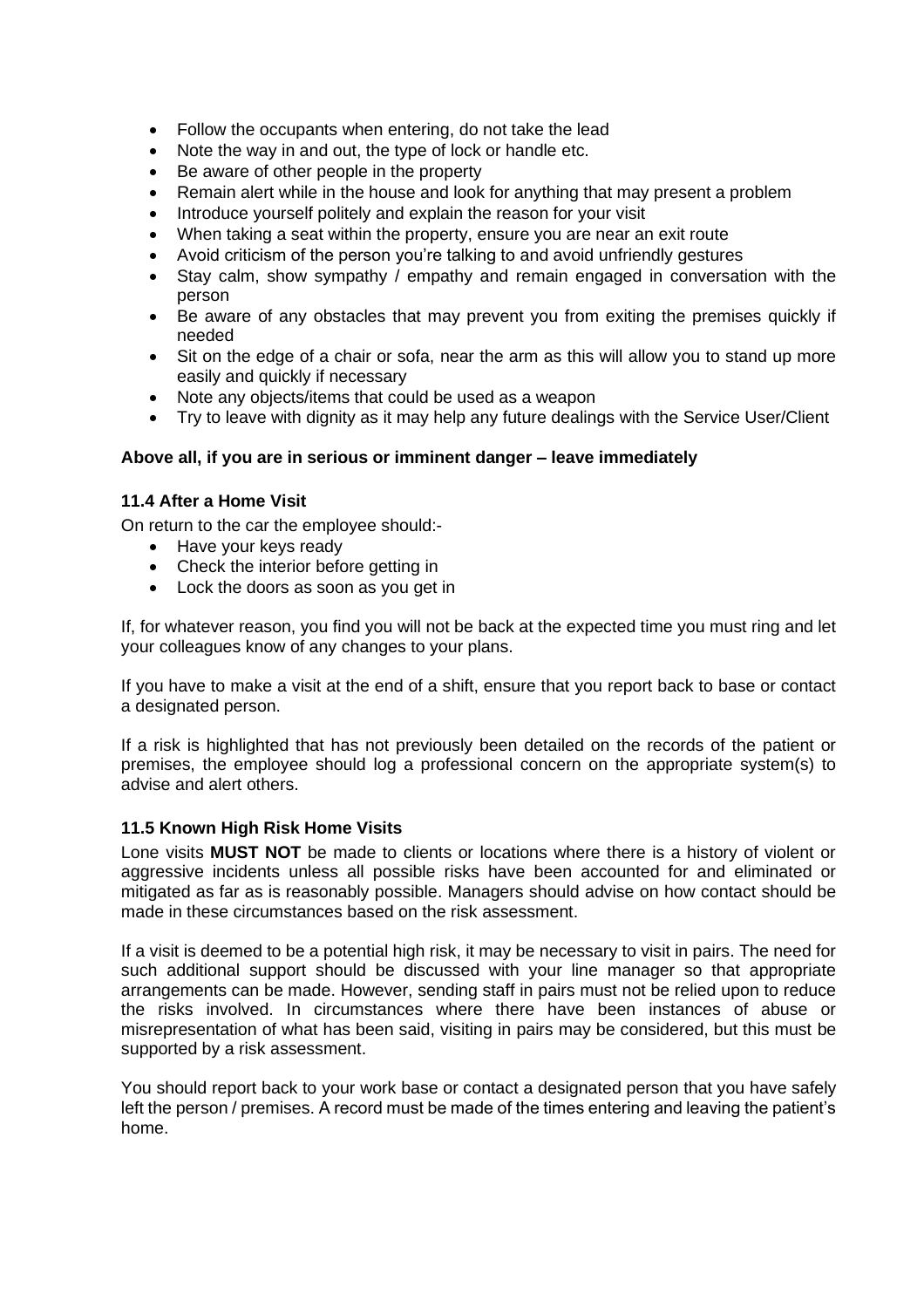- Follow the occupants when entering, do not take the lead
- Note the way in and out, the type of lock or handle etc.
- Be aware of other people in the property
- Remain alert while in the house and look for anything that may present a problem
- Introduce yourself politely and explain the reason for your visit
- When taking a seat within the property, ensure you are near an exit route
- Avoid criticism of the person you're talking to and avoid unfriendly gestures
- Stay calm, show sympathy / empathy and remain engaged in conversation with the person
- Be aware of any obstacles that may prevent you from exiting the premises quickly if needed
- Sit on the edge of a chair or sofa, near the arm as this will allow you to stand up more easily and quickly if necessary
- Note any objects/items that could be used as a weapon
- Try to leave with dignity as it may help any future dealings with the Service User/Client

**Above all, if you are in serious or imminent danger – leave immediately**

### 11.4 After a Home Visit

On return to the car the employee should:-

- Have your keys ready
- Check the interior before getting in
- Lock the doors as soon as you get in

If, for whatever reason, you find you will not be back at the expected time you must ring and let your colleagues know of any changes to your plans.

If you have to make a visit at the end of a shift, ensure that you report back to base or contact a designated person.

If a risk is highlighted that has not previously been detailed on the records of the patient or premises, the employee should log a professional concern on the appropriate system(s) to advise and alert others.

### 11.5 Known High Risk Home Visits

Lone visits **MUST NOT** be made to clients or locations where there is a history of violent or aggressive incidents unless all possible risks have been accounted for and eliminated or mitigated as far as is reasonably possible. Managers should advise on how contact should be made in these circumstances based on the risk assessment.

If a visit is deemed to be a potential high risk, it may be necessary to visit in pairs. The need for such additional support should be discussed with your line manager so that appropriate arrangements can be made. However, sending staff in pairs must not be relied upon to reduce the risks involved. In circumstances where there have been instances of abuse or misrepresentation of what has been said, visiting in pairs may be considered, but this must be supported by a risk assessment.

You should report back to your work base or contact a designated person that you have safely left the person / premises. A record must be made of the times entering and leaving the patient's home.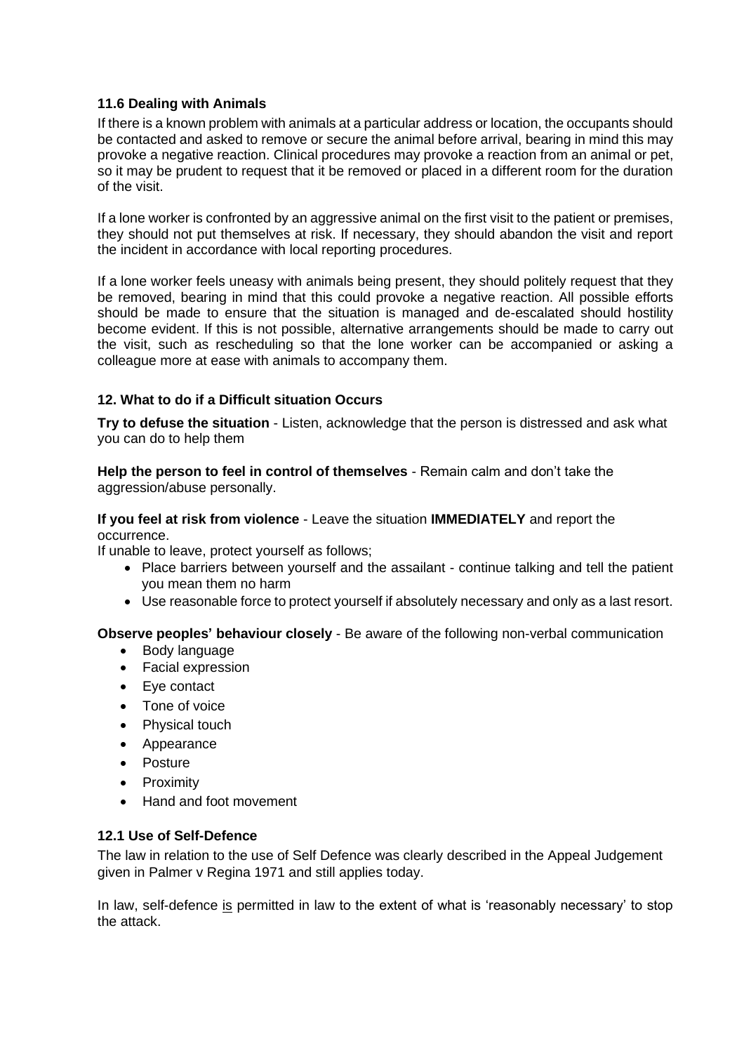### 11.6 Dealing with Animals

If there is a known problem with animals at a particular address or location, the occupants should be contacted and asked to remove or secure the animal before arrival, bearing in mind this may provoke a negative reaction. Clinical procedures may provoke a reaction from an animal or pet, so it may be prudent to request that it be removed or placed in a different room for the duration of the visit.

If a lone worker is confronted by an aggressive animal on the first visit to the patient or premises, they should not put themselves at risk. If necessary, they should abandon the visit and report the incident in accordance with local reporting procedures.

If a lone worker feels uneasy with animals being present, they should politely request that they be removed, bearing in mind that this could provoke a negative reaction. All possible efforts should be made to ensure that the situation is managed and de-escalated should hostility become evident. If this is not possible, alternative arrangements should be made to carry out the visit, such as rescheduling so that the lone worker can be accompanied or asking a colleague more at ease with animals to accompany them.

### 12. What to do if a Difficult situation Occurs

**Try to defuse the situation** - Listen, acknowledge that the person is distressed and ask what you can do to help them

**Help the person to feel in control of themselves** - Remain calm and don't take the aggression/abuse personally.

**If you feel at risk from violence** - Leave the situation **IMMEDIATELY** and report the occurrence.

If unable to leave, protect yourself as follows;

- Place barriers between yourself and the assailant - continue talking and tell the patient you mean them no harm
- Use reasonable force to protect yourself if absolutely necessary and only as a last resort.

**Observe peoples' behaviour closely** - Be aware of the following non-verbal communication

- Body language
- Facial expression
- Eye contact
- Tone of voice
- Physical touch
- Appearance
- Posture
- Proximity
- Hand and foot movement

### 12.1 Use of Self-Defence

The law in relation to the use of Self Defence was clearly described in the Appeal Judgement given in Palmer v Regina 1971 and still applies today.

In law, self-defence <u>is</u> permitted in law to the extent of what is 'reasonably necessary' to stop the attack.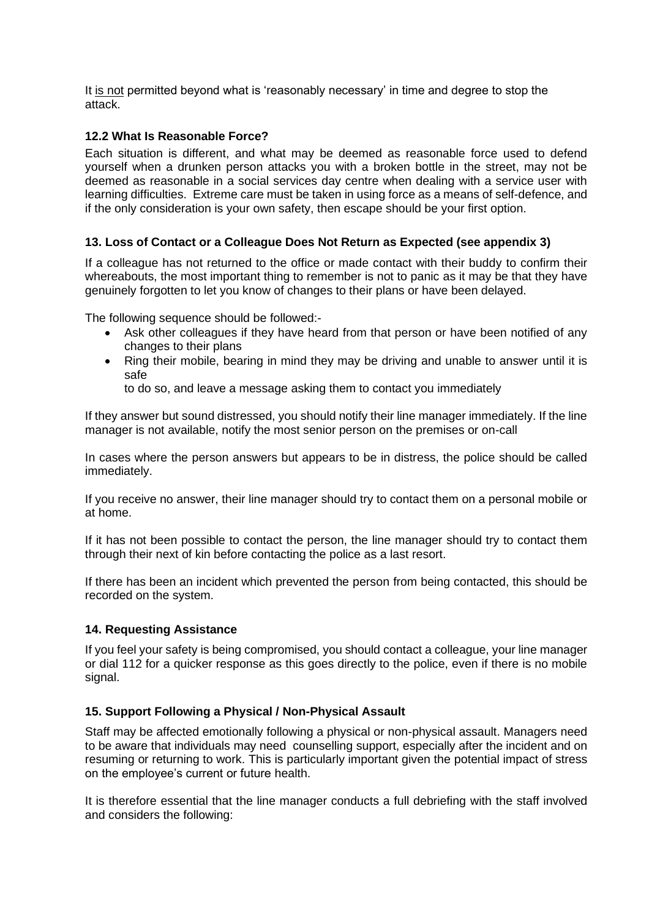It is not permitted beyond what is 'reasonably necessary' in time and degree to stop the attack.

### 12.2 What Is Reasonable Force?

Each situation is different, and what may be deemed as reasonable force used to defend yourself when a drunken person attacks you with a broken bottle in the street, may not be deemed as reasonable in a social services day centre when dealing with a service user with learning difficulties. Extreme care must be taken in using force as a means of self-defence, and if the only consideration is your own safety, then escape should be your first option.

## 13. Loss of Contact or a Colleague Does Not Return as Expected (see appendix 3)

If a colleague has not returned to the office or made contact with their buddy to confirm their whereabouts, the most important thing to remember is not to panic as it may be that they have genuinely forgotten to let you know of changes to their plans or have been delayed.

The following sequence should be followed:-

- Ask other colleagues if they have heard from that person or have been notified of any changes to their plans
- Ring their mobile, bearing in mind they may be driving and unable to answer until it is safe
  to do so, and leave a message asking them to contact you immediately

If they answer but sound distressed, you should notify their line manager immediately. If the line manager is not available, notify the most senior person on the premises or on-call

In cases where the person answers but appears to be in distress, the police should be called immediately.

If you receive no answer, their line manager should try to contact them on a personal mobile or at home.

If it has not been possible to contact the person, the line manager should try to contact them through their next of kin before contacting the police as a last resort.

If there has been an incident which prevented the person from being contacted, this should be recorded on the system.

## 14. Requesting Assistance

If you feel your safety is being compromised, you should contact a colleague, your line manager or dial 112 for a quicker response as this goes directly to the police, even if there is no mobile signal.

## 15. Support Following a Physical / Non-Physical Assault

Staff may be affected emotionally following a physical or non-physical assault. Managers need to be aware that individuals may need counselling support, especially after the incident and on resuming or returning to work. This is particularly important given the potential impact of stress on the employee's current or future health.

It is therefore essential that the line manager conducts a full debriefing with the staff involved and considers the following: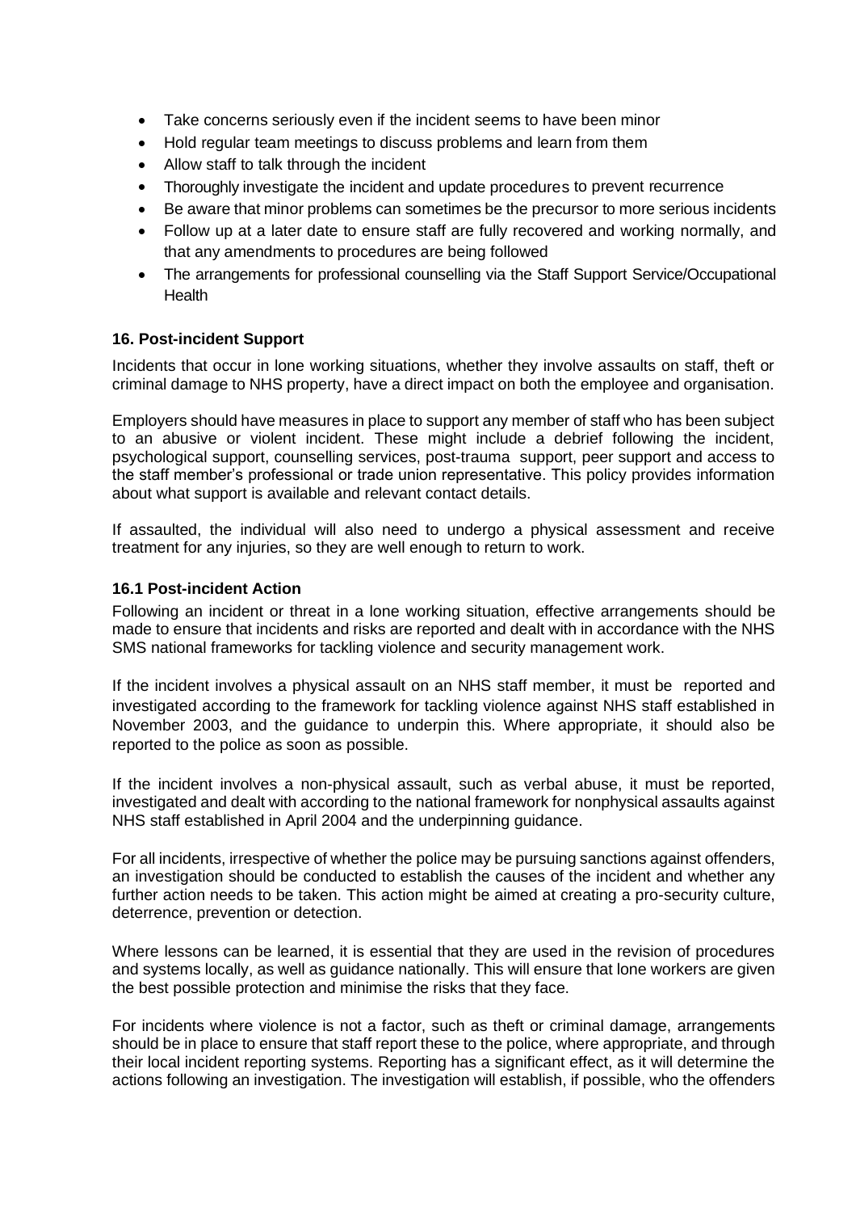- Take concerns seriously even if the incident seems to have been minor
- Hold regular team meetings to discuss problems and learn from them
- Allow staff to talk through the incident
- Thoroughly investigate the incident and update procedures to prevent recurrence
- Be aware that minor problems can sometimes be the precursor to more serious incidents
- Follow up at a later date to ensure staff are fully recovered and working normally, and that any amendments to procedures are being followed
- The arrangements for professional counselling via the Staff Support Service/Occupational Health

### 16. Post-incident Support

Incidents that occur in lone working situations, whether they involve assaults on staff, theft or criminal damage to NHS property, have a direct impact on both the employee and organisation.

Employers should have measures in place to support any member of staff who has been subject to an abusive or violent incident. These might include a debrief following the incident, psychological support, counselling services, post-trauma support, peer support and access to the staff member's professional or trade union representative. This policy provides information about what support is available and relevant contact details.

If assaulted, the individual will also need to undergo a physical assessment and receive treatment for any injuries, so they are well enough to return to work.

#### 16.1 Post-incident Action

Following an incident or threat in a lone working situation, effective arrangements should be made to ensure that incidents and risks are reported and dealt with in accordance with the NHS SMS national frameworks for tackling violence and security management work.

If the incident involves a physical assault on an NHS staff member, it must be reported and investigated according to the framework for tackling violence against NHS staff established in November 2003, and the guidance to underpin this. Where appropriate, it should also be reported to the police as soon as possible.

If the incident involves a non-physical assault, such as verbal abuse, it must be reported, investigated and dealt with according to the national framework for nonphysical assaults against NHS staff established in April 2004 and the underpinning guidance.

For all incidents, irrespective of whether the police may be pursuing sanctions against offenders, an investigation should be conducted to establish the causes of the incident and whether any further action needs to be taken. This action might be aimed at creating a pro-security culture, deterrence, prevention or detection.

Where lessons can be learned, it is essential that they are used in the revision of procedures and systems locally, as well as guidance nationally. This will ensure that lone workers are given the best possible protection and minimise the risks that they face.

For incidents where violence is not a factor, such as theft or criminal damage, arrangements should be in place to ensure that staff report these to the police, where appropriate, and through their local incident reporting systems. Reporting has a significant effect, as it will determine the actions following an investigation. The investigation will establish, if possible, who the offenders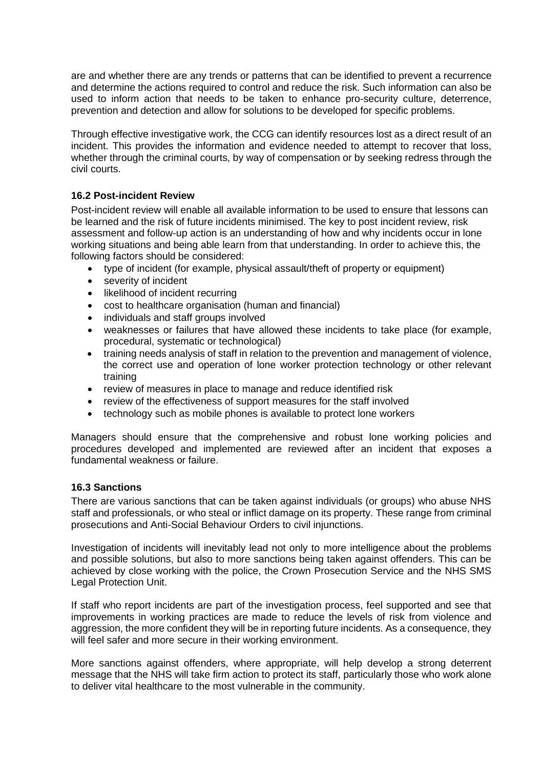are and whether there are any trends or patterns that can be identified to prevent a recurrence and determine the actions required to control and reduce the risk. Such information can also be used to inform action that needs to be taken to enhance pro-security culture, deterrence, prevention and detection and allow for solutions to be developed for specific problems.

Through effective investigative work, the CCG can identify resources lost as a direct result of an incident. This provides the information and evidence needed to attempt to recover that loss, whether through the criminal courts, by way of compensation or by seeking redress through the civil courts.

### 16.2 Post-incident Review

Post-incident review will enable all available information to be used to ensure that lessons can be learned and the risk of future incidents minimised. The key to post incident review, risk assessment and follow-up action is an understanding of how and why incidents occur in lone working situations and being able learn from that understanding. In order to achieve this, the following factors should be considered:

- type of incident (for example, physical assault/theft of property or equipment)
- severity of incident
- likelihood of incident recurring
- cost to healthcare organisation (human and financial)
- individuals and staff groups involved
- weaknesses or failures that have allowed these incidents to take place (for example, procedural, systematic or technological)
- training needs analysis of staff in relation to the prevention and management of violence, the correct use and operation of lone worker protection technology or other relevant training
- review of measures in place to manage and reduce identified risk
- review of the effectiveness of support measures for the staff involved
- technology such as mobile phones is available to protect lone workers

Managers should ensure that the comprehensive and robust lone working policies and procedures developed and implemented are reviewed after an incident that exposes a fundamental weakness or failure.

### 16.3 Sanctions

There are various sanctions that can be taken against individuals (or groups) who abuse NHS staff and professionals, or who steal or inflict damage on its property. These range from criminal prosecutions and Anti-Social Behaviour Orders to civil injunctions.

Investigation of incidents will inevitably lead not only to more intelligence about the problems and possible solutions, but also to more sanctions being taken against offenders. This can be achieved by close working with the police, the Crown Prosecution Service and the NHS SMS Legal Protection Unit.

If staff who report incidents are part of the investigation process, feel supported and see that improvements in working practices are made to reduce the levels of risk from violence and aggression, the more confident they will be in reporting future incidents. As a consequence, they will feel safer and more secure in their working environment.

More sanctions against offenders, where appropriate, will help develop a strong deterrent message that the NHS will take firm action to protect its staff, particularly those who work alone to deliver vital healthcare to the most vulnerable in the community.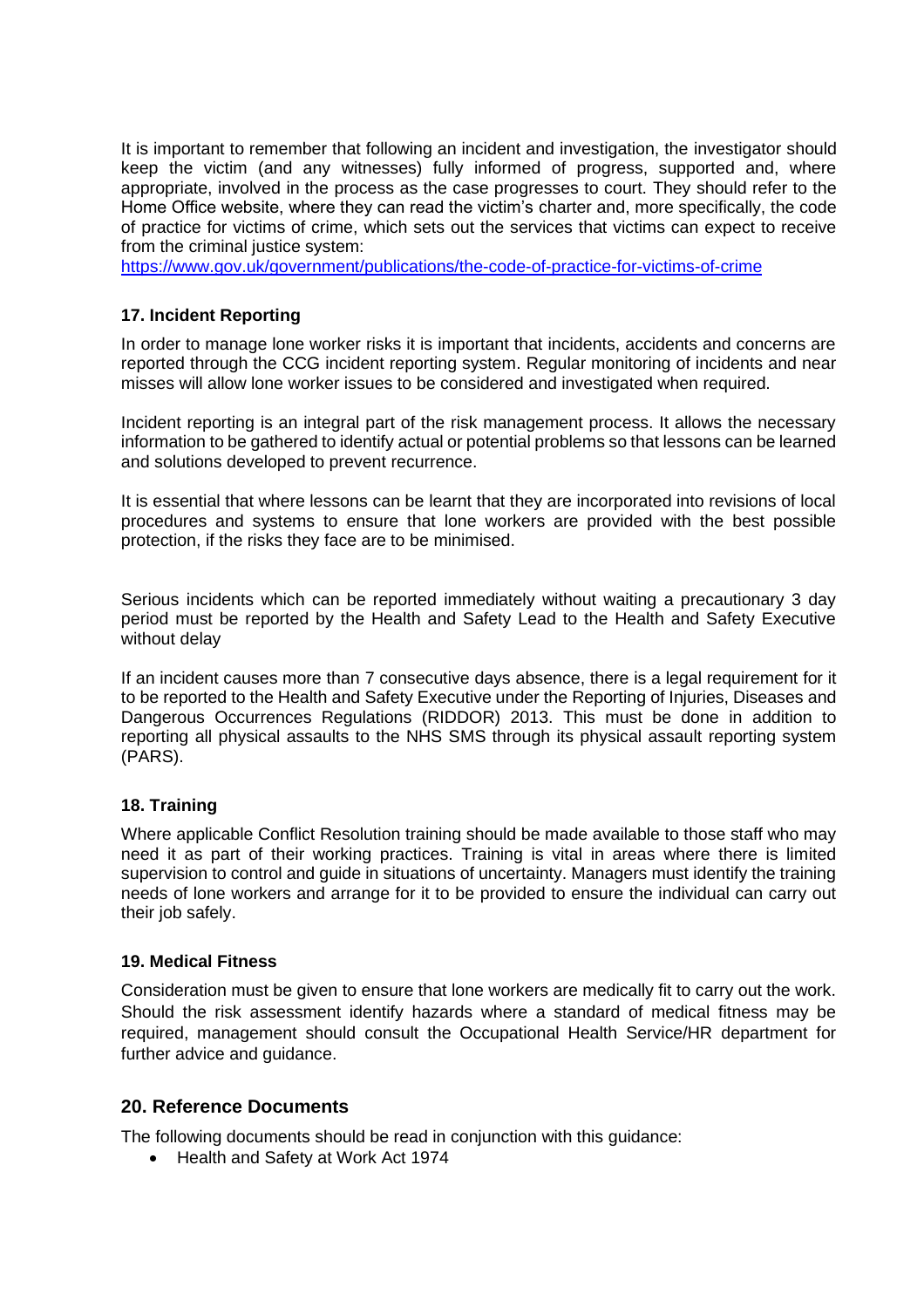It is important to remember that following an incident and investigation, the investigator should keep the victim (and any witnesses) fully informed of progress, supported and, where appropriate, involved in the process as the case progresses to court. They should refer to the Home Office website, where they can read the victim's charter and, more specifically, the code of practice for victims of crime, which sets out the services that victims can expect to receive from the criminal justice system:
https://www.gov.uk/government/publications/the-code-of-practice-for-victims-of-crime

**17. Incident Reporting**

In order to manage lone worker risks it is important that incidents, accidents and concerns are reported through the CCG incident reporting system. Regular monitoring of incidents and near misses will allow lone worker issues to be considered and investigated when required.

Incident reporting is an integral part of the risk management process. It allows the necessary information to be gathered to identify actual or potential problems so that lessons can be learned and solutions developed to prevent recurrence.

It is essential that where lessons can be learnt that they are incorporated into revisions of local procedures and systems to ensure that lone workers are provided with the best possible protection, if the risks they face are to be minimised.

Serious incidents which can be reported immediately without waiting a precautionary 3 day period must be reported by the Health and Safety Lead to the Health and Safety Executive without delay

If an incident causes more than 7 consecutive days absence, there is a legal requirement for it to be reported to the Health and Safety Executive under the Reporting of Injuries, Diseases and Dangerous Occurrences Regulations (RIDDOR) 2013. This must be done in addition to reporting all physical assaults to the NHS SMS through its physical assault reporting system (PARS).

**18. Training**

Where applicable Conflict Resolution training should be made available to those staff who may need it as part of their working practices. Training is vital in areas where there is limited supervision to control and guide in situations of uncertainty. Managers must identify the training needs of lone workers and arrange for it to be provided to ensure the individual can carry out their job safely.

**19. Medical Fitness**

Consideration must be given to ensure that lone workers are medically fit to carry out the work. Should the risk assessment identify hazards where a standard of medical fitness may be required, management should consult the Occupational Health Service/HR department for further advice and guidance.

## 20. Reference Documents

The following documents should be read in conjunction with this guidance:

- Health and Safety at Work Act 1974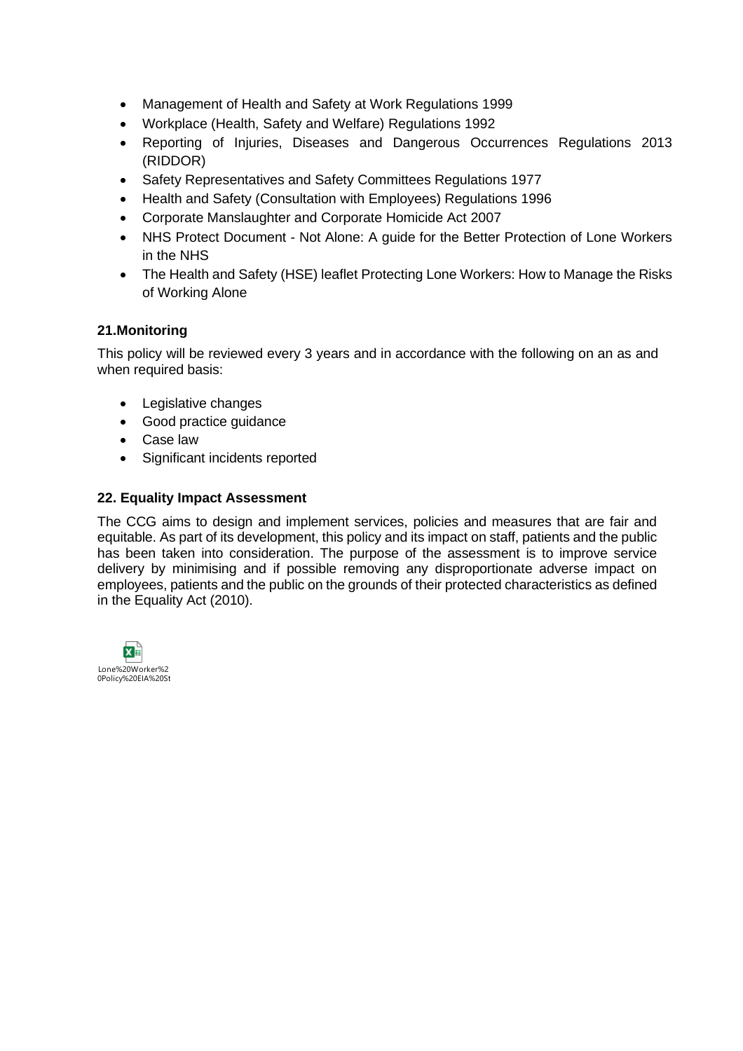- Management of Health and Safety at Work Regulations 1999
- Workplace (Health, Safety and Welfare) Regulations 1992
- Reporting of Injuries, Diseases and Dangerous Occurrences Regulations 2013 (RIDDOR)
- Safety Representatives and Safety Committees Regulations 1977
- Health and Safety (Consultation with Employees) Regulations 1996
- Corporate Manslaughter and Corporate Homicide Act 2007
- NHS Protect Document - Not Alone: A guide for the Better Protection of Lone Workers in the NHS
- The Health and Safety (HSE) leaflet Protecting Lone Workers: How to Manage the Risks of Working Alone

### 21.Monitoring

This policy will be reviewed every 3 years and in accordance with the following on an as and when required basis:

- Legislative changes
- Good practice guidance
- Case law
- Significant incidents reported

### 22. Equality Impact Assessment

The CCG aims to design and implement services, policies and measures that are fair and equitable. As part of its development, this policy and its impact on staff, patients and the public has been taken into consideration. The purpose of the assessment is to improve service delivery by minimising and if possible removing any disproportionate adverse impact on employees, patients and the public on the grounds of their protected characteristics as defined in the Equality Act (2010).

Lone%20Worker%20Policy%20EIA%20St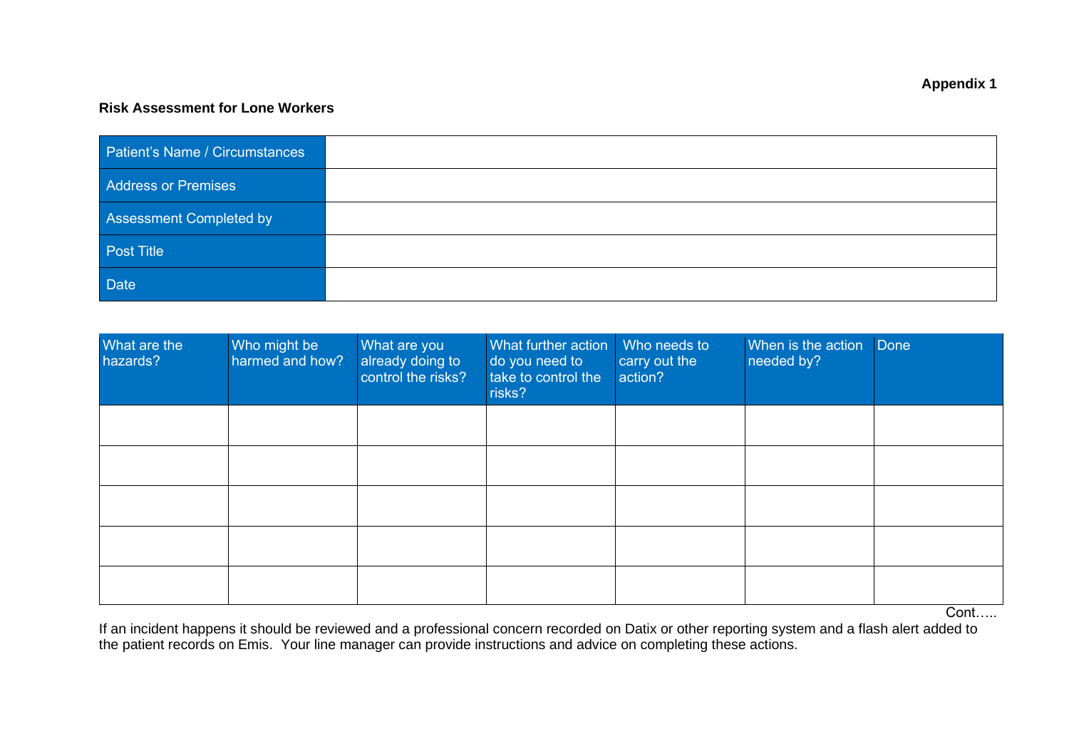**Appendix 1**

**Risk Assessment for Lone Workers**

| Patient's Name / Circumstances | |
|---|---|
| Address or Premises | |
| Assessment Completed by | |
| Post Title | |
| Date | |

| What are the hazards? | Who might be harmed and how? | What are you already doing to control the risks? | What further action do you need to take to control the risks? | Who needs to carry out the action? | When is the action needed by? | Done |
|---|---|---|---|---|---|---|
| | | | | | | |
| | | | | | | |
| | | | | | | |
| | | | | | | |
| | | | | | | |

Cont…..

If an incident happens it should be reviewed and a professional concern recorded on Datix or other reporting system and a flash alert added to the patient records on Emis. Your line manager can provide instructions and advice on completing these actions.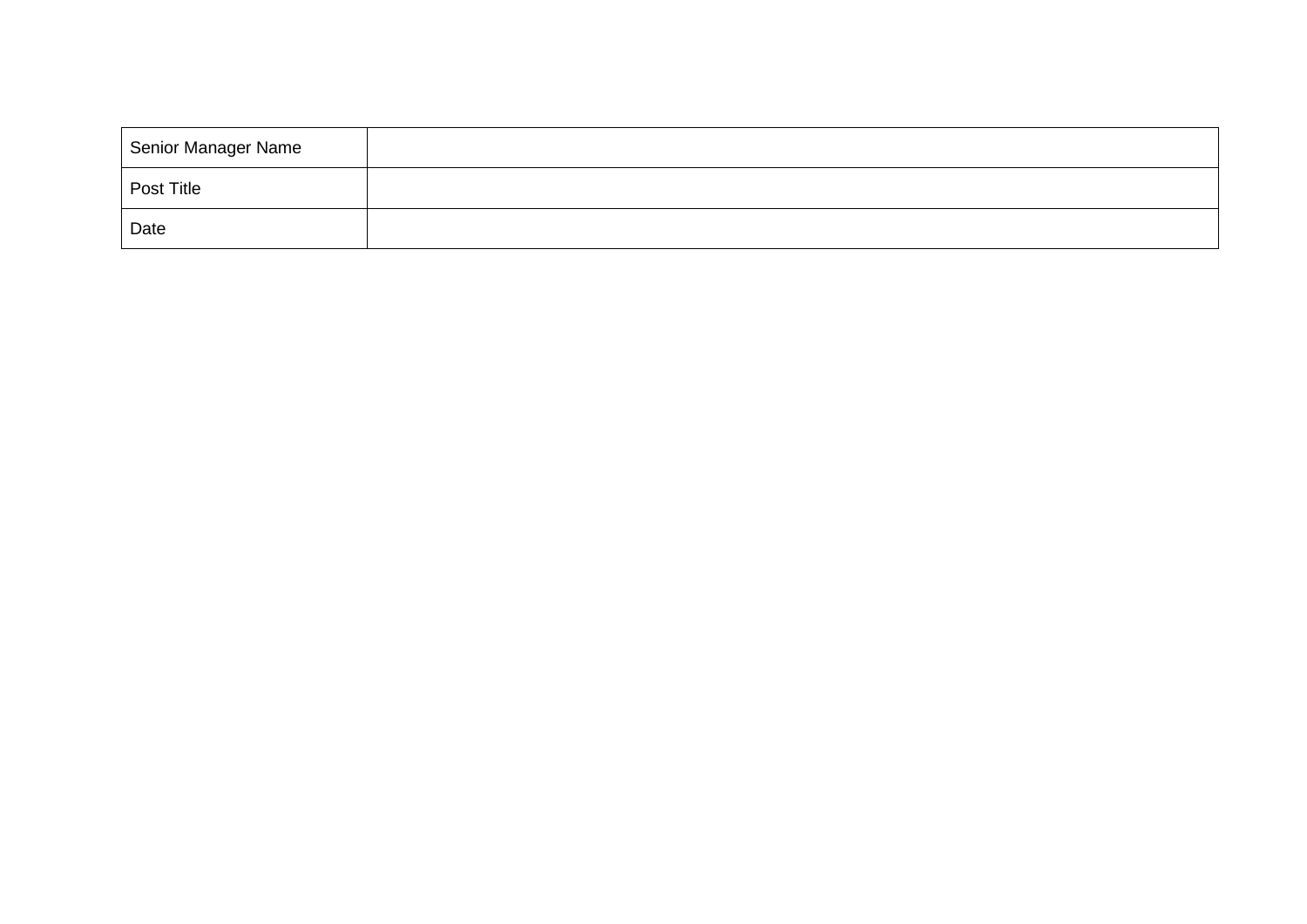| Senior Manager Name | |
|---|---|
| Post Title | |
| Date | |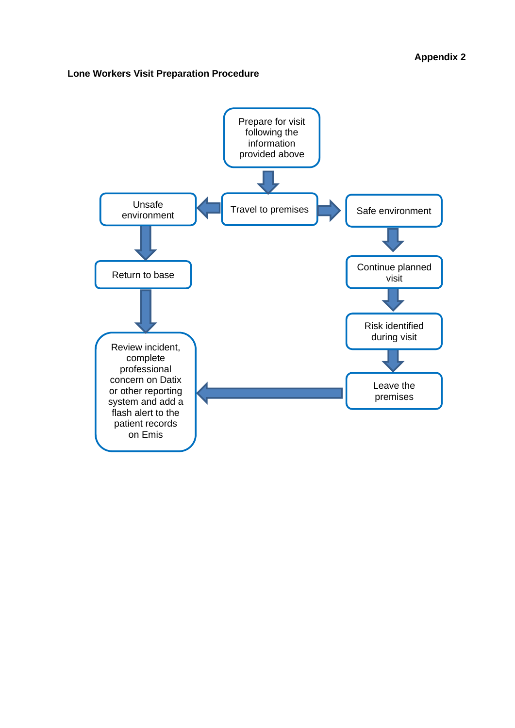**Appendix 2**

**Lone Workers Visit Preparation Procedure**

Prepare for visit following the information provided above

Travel to premises

Unsafe environment

Safe environment

Return to base

Continue planned visit

Risk identified during visit

Leave the premises

Review incident, complete professional concern on Datix or other reporting system and add a flash alert to the patient records on Emis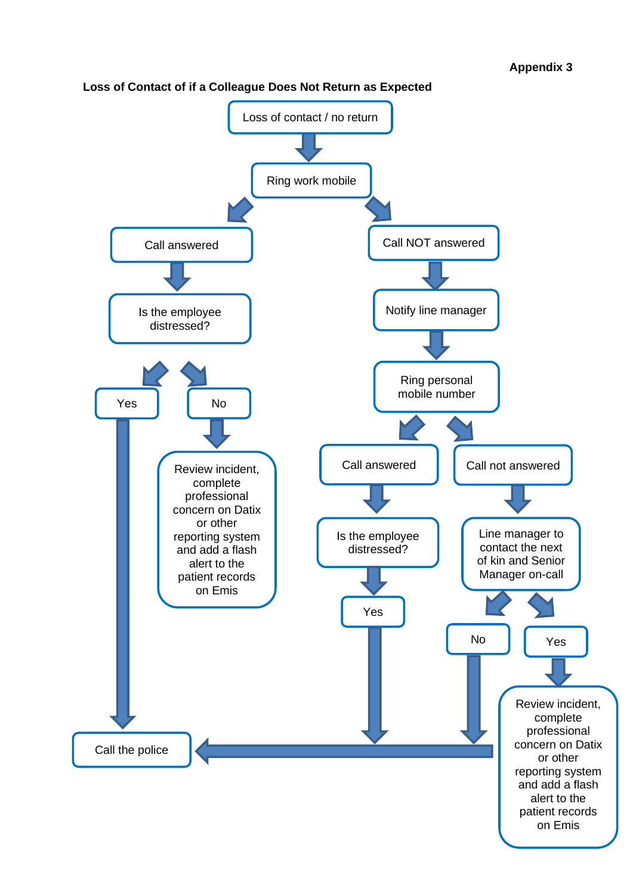Appendix 3

**Loss of Contact of if a Colleague Does Not Return as Expected**

Loss of contact / no return

Ring work mobile

Call answered

Is the employee distressed?

Yes

No

Review incident, complete professional concern on Datix or other reporting system and add a flash alert to the patient records on Emis

Call NOT answered

Notify line manager

Ring personal mobile number

Call answered

Is the employee distressed?

Yes

Call not answered

Line manager to contact the next of kin and Senior Manager on-call

No

Yes

Review incident, complete professional concern on Datix or other reporting system and add a flash alert to the patient records on Emis

Call the police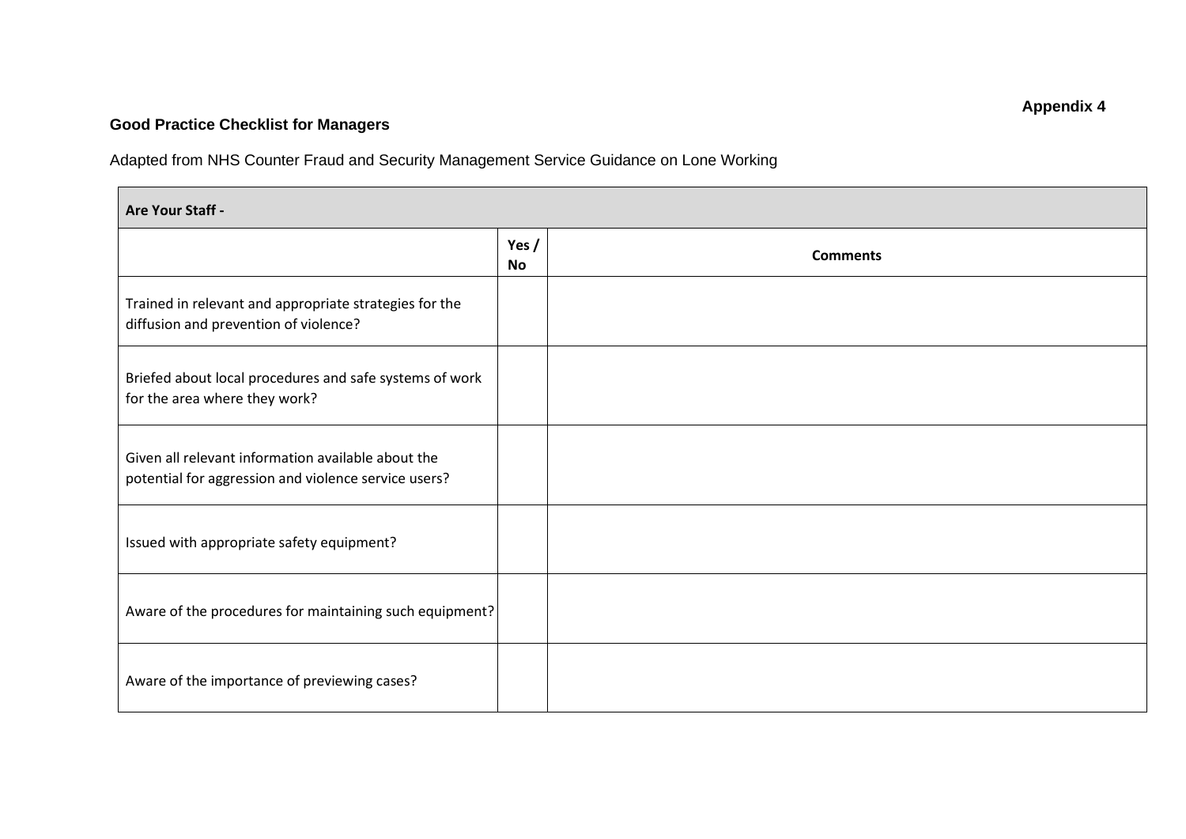**Appendix 4**

## Good Practice Checklist for Managers

Adapted from NHS Counter Fraud and Security Management Service Guidance on Lone Working

| Are Your Staff - | | |
|---|---|---|
| | **Yes / No** | **Comments** |
| Trained in relevant and appropriate strategies for the diffusion and prevention of violence? | | |
| Briefed about local procedures and safe systems of work for the area where they work? | | |
| Given all relevant information available about the potential for aggression and violence service users? | | |
| Issued with appropriate safety equipment? | | |
| Aware of the procedures for maintaining such equipment? | | |
| Aware of the importance of previewing cases? | | |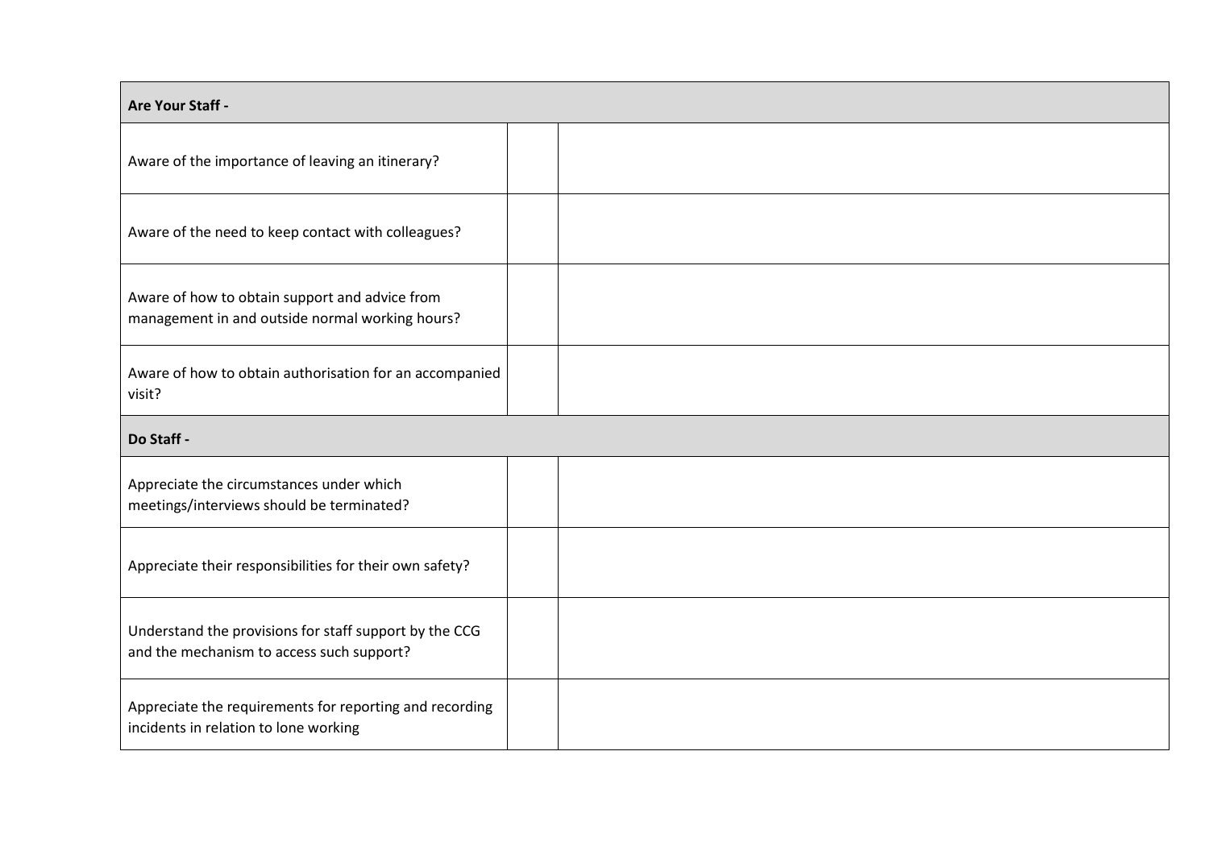| **Are Your Staff -** | | |
|---|---|---|
| Aware of the importance of leaving an itinerary? | | |
| Aware of the need to keep contact with colleagues? | | |
| Aware of how to obtain support and advice from management in and outside normal working hours? | | |
| Aware of how to obtain authorisation for an accompanied visit? | | |
| **Do Staff -** | | |
| Appreciate the circumstances under which meetings/interviews should be terminated? | | |
| Appreciate their responsibilities for their own safety? | | |
| Understand the provisions for staff support by the CCG and the mechanism to access such support? | | |
| Appreciate the requirements for reporting and recording incidents in relation to lone working | | |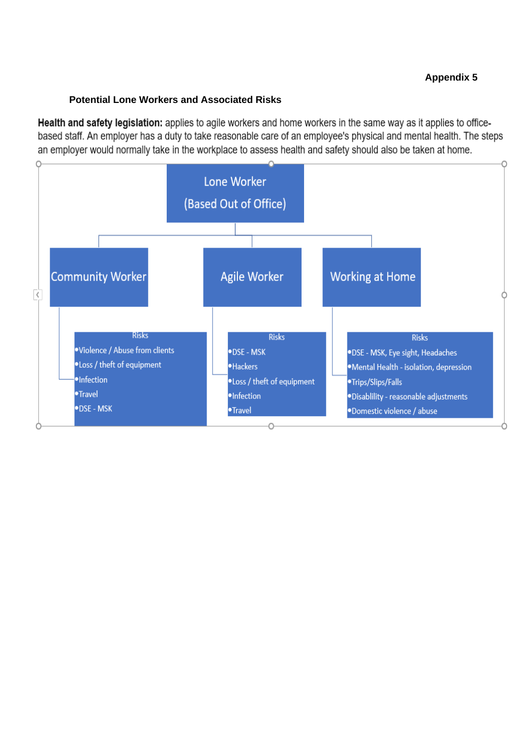**Appendix 5**

**Potential Lone Workers and Associated Risks**

**Health and safety legislation:** applies to agile workers and home workers in the same way as it applies to office-based staff. An employer has a duty to take reasonable care of an employee's physical and mental health. The steps an employer would normally take in the workplace to assess health and safety should also be taken at home.

Lone Worker
(Based Out of Office)

Community Worker

Risks
- Violence / Abuse from clients
- Loss / theft of equipment
- Infection
- Travel
- DSE - MSK

Agile Worker

Risks
- DSE - MSK
- Hackers
- Loss / theft of equipment
- Infection
- Travel

Working at Home

Risks
- DSE - MSK, Eye sight, Headaches
- Mental Health - isolation, depression
- Trips/Slips/Falls
- Disablility - reasonable adjustments
- Domestic violence / abuse